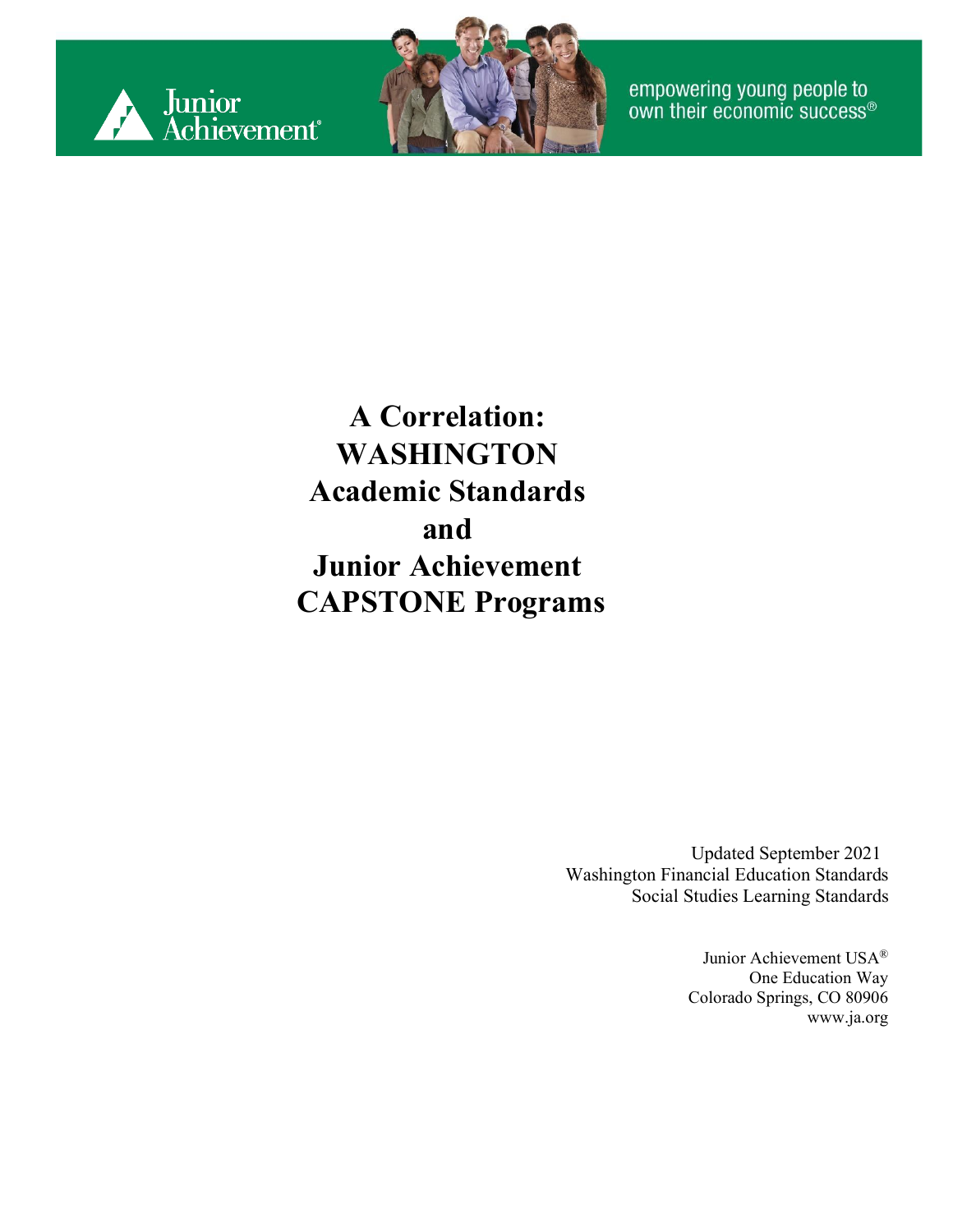Junior Achievement®

empowering young people to own their economic success®

# A Correlation: WASHINGTON Academic Standards and Junior Achievement CAPSTONE Programs

Updated September 2021
Washington Financial Education Standards
Social Studies Learning Standards

Junior Achievement USA®
One Education Way
Colorado Springs, CO 80906
www.ja.org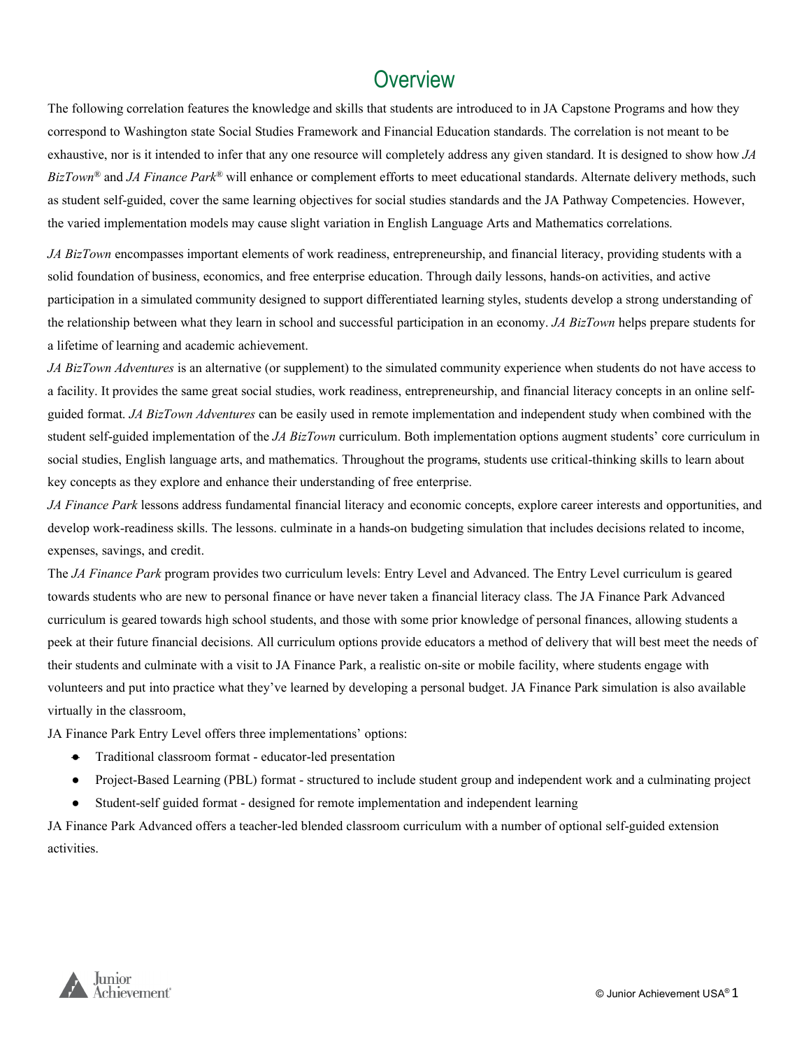# Overview

The following correlation features the knowledge and skills that students are introduced to in JA Capstone Programs and how they correspond to Washington state Social Studies Framework and Financial Education standards. The correlation is not meant to be exhaustive, nor is it intended to infer that any one resource will completely address any given standard. It is designed to show how *JA BizTown®* and *JA Finance Park®* will enhance or complement efforts to meet educational standards. Alternate delivery methods, such as student self-guided, cover the same learning objectives for social studies standards and the JA Pathway Competencies. However, the varied implementation models may cause slight variation in English Language Arts and Mathematics correlations.

*JA BizTown* encompasses important elements of work readiness, entrepreneurship, and financial literacy, providing students with a solid foundation of business, economics, and free enterprise education. Through daily lessons, hands-on activities, and active participation in a simulated community designed to support differentiated learning styles, students develop a strong understanding of the relationship between what they learn in school and successful participation in an economy. *JA BizTown* helps prepare students for a lifetime of learning and academic achievement.

*JA BizTown Adventures* is an alternative (or supplement) to the simulated community experience when students do not have access to a facility. It provides the same great social studies, work readiness, entrepreneurship, and financial literacy concepts in an online self-guided format. *JA BizTown Adventures* can be easily used in remote implementation and independent study when combined with the student self-guided implementation of the *JA BizTown* curriculum. Both implementation options augment students' core curriculum in social studies, English language arts, and mathematics. Throughout the programs, students use critical-thinking skills to learn about key concepts as they explore and enhance their understanding of free enterprise.

*JA Finance Park* lessons address fundamental financial literacy and economic concepts, explore career interests and opportunities, and develop work-readiness skills. The lessons. culminate in a hands-on budgeting simulation that includes decisions related to income, expenses, savings, and credit.

The *JA Finance Park* program provides two curriculum levels: Entry Level and Advanced. The Entry Level curriculum is geared towards students who are new to personal finance or have never taken a financial literacy class. The JA Finance Park Advanced curriculum is geared towards high school students, and those with some prior knowledge of personal finances, allowing students a peek at their future financial decisions. All curriculum options provide educators a method of delivery that will best meet the needs of their students and culminate with a visit to JA Finance Park, a realistic on-site or mobile facility, where students engage with volunteers and put into practice what they've learned by developing a personal budget. JA Finance Park simulation is also available virtually in the classroom,

JA Finance Park Entry Level offers three implementations' options:

- Traditional classroom format - educator-led presentation
- Project-Based Learning (PBL) format - structured to include student group and independent work and a culminating project
- Student-self guided format - designed for remote implementation and independent learning

JA Finance Park Advanced offers a teacher-led blended classroom curriculum with a number of optional self-guided extension activities.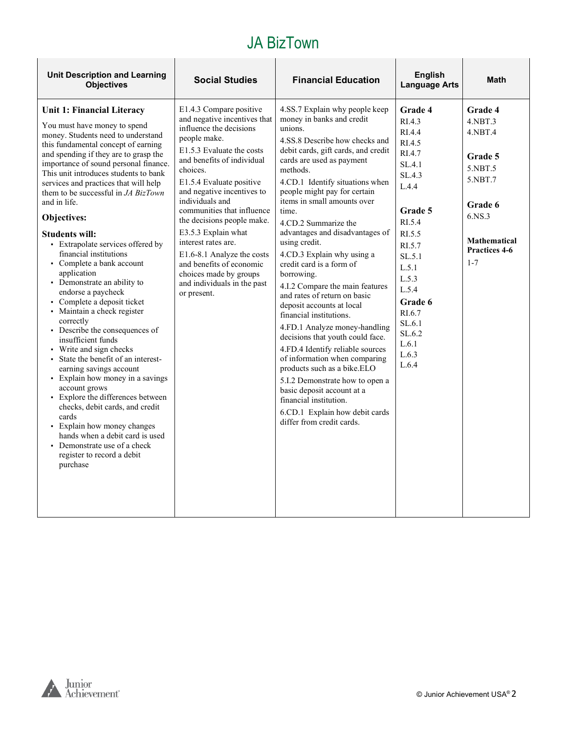# JA BizTown

| Unit Description and Learning Objectives | Social Studies | Financial Education | English Language Arts | Math |
|---|---|---|---|---|
| **Unit 1: Financial Literacy**<br><br>You must have money to spend money. Students need to understand this fundamental concept of earning and spending if they are to grasp the importance of sound personal finance. This unit introduces students to bank services and practices that will help them to be successful in *JA BizTown* and in life.<br><br>**Objectives:**<br><br>**Students will:**<br>▪ Extrapolate services offered by financial institutions<br>▪ Complete a bank account application<br>▪ Demonstrate an ability to endorse a paycheck<br>▪ Complete a deposit ticket<br>▪ Maintain a check register correctly<br>▪ Describe the consequences of insufficient funds<br>▪ Write and sign checks<br>▪ State the benefit of an interest-earning savings account<br>▪ Explain how money in a savings account grows<br>▪ Explore the differences between checks, debit cards, and credit cards<br>▪ Explain how money changes hands when a debit card is used<br>▪ Demonstrate use of a check register to record a debit purchase | E1.4.3 Compare positive and negative incentives that influence the decisions people make.<br>E1.5.3 Evaluate the costs and benefits of individual choices.<br>E1.5.4 Evaluate positive and negative incentives to individuals and communities that influence the decisions people make.<br>E3.5.3 Explain what interest rates are.<br>E1.6-8.1 Analyze the costs and benefits of economic choices made by groups and individuals in the past or present. | 4.SS.7 Explain why people keep money in banks and credit unions.<br>4.SS.8 Describe how checks and debit cards, gift cards, and credit cards are used as payment methods.<br>4.CD.1 Identify situations when people might pay for certain items in small amounts over time.<br>4.CD.2 Summarize the advantages and disadvantages of using credit.<br>4.CD.3 Explain why using a credit card is a form of borrowing.<br>4.I.2 Compare the main features and rates of return on basic deposit accounts at local financial institutions.<br>4.FD.1 Analyze money-handling decisions that youth could face.<br>4.FD.4 Identify reliable sources of information when comparing products such as a bike.ELO<br>5.I.2 Demonstrate how to open a basic deposit account at a financial institution.<br>6.CD.1 Explain how debit cards differ from credit cards. | **Grade 4**<br>RI.4.3<br>RI.4.4<br>RI.4.5<br>RI.4.7<br>SL.4.1<br>SL.4.3<br>L.4.4<br><br>**Grade 5**<br>RI.5.4<br>RI.5.5<br>RI.5.7<br>SL.5.1<br>L.5.1<br>L.5.3<br>L.5.4<br>**Grade 6**<br>RI.6.7<br>SL.6.1<br>SL.6.2<br>L.6.1<br>L.6.3<br>L.6.4 | **Grade 4**<br>4.NBT.3<br>4.NBT.4<br><br>**Grade 5**<br>5.NBT.5<br>5.NBT.7<br><br>**Grade 6**<br>6.NS.3<br><br>**Mathematical Practices 4-6**<br>1-7 |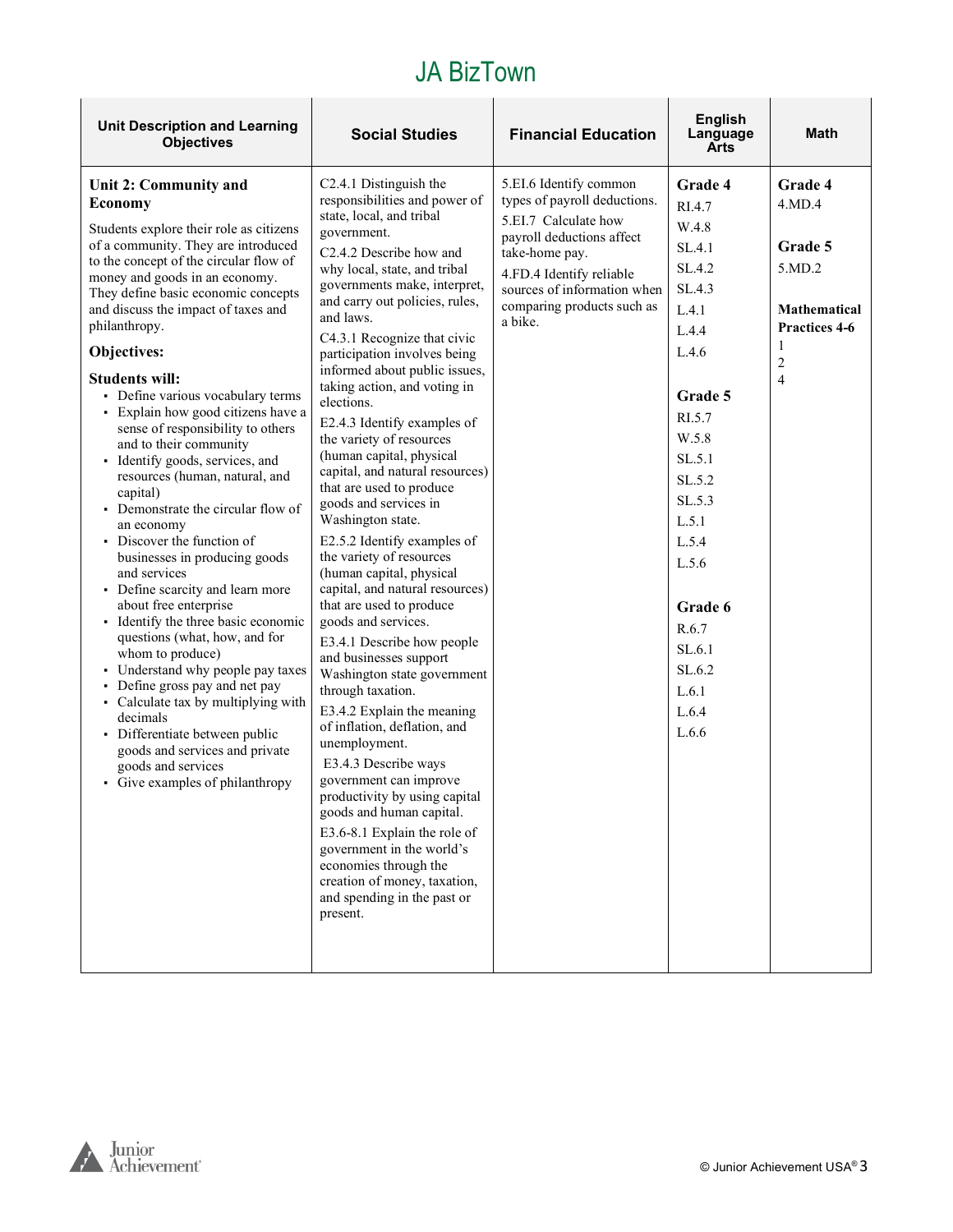# JA BizTown

| Unit Description and Learning Objectives | Social Studies | Financial Education | English Language Arts | Math |
|---|---|---|---|---|
| **Unit 2: Community and Economy**<br><br>Students explore their role as citizens of a community. They are introduced to the concept of the circular flow of money and goods in an economy. They define basic economic concepts and discuss the impact of taxes and philanthropy.<br><br>**Objectives:**<br><br>**Students will:**<br>▪ Define various vocabulary terms<br>▪ Explain how good citizens have a sense of responsibility to others and to their community<br>▪ Identify goods, services, and resources (human, natural, and capital)<br>▪ Demonstrate the circular flow of an economy<br>▪ Discover the function of businesses in producing goods and services<br>▪ Define scarcity and learn more about free enterprise<br>▪ Identify the three basic economic questions (what, how, and for whom to produce)<br>▪ Understand why people pay taxes<br>▪ Define gross pay and net pay<br>▪ Calculate tax by multiplying with decimals<br>▪ Differentiate between public goods and services and private goods and services<br>▪ Give examples of philanthropy | C2.4.1 Distinguish the responsibilities and power of state, local, and tribal government.<br>C2.4.2 Describe how and why local, state, and tribal governments make, interpret, and carry out policies, rules, and laws.<br>C4.3.1 Recognize that civic participation involves being informed about public issues, taking action, and voting in elections.<br>E2.4.3 Identify examples of the variety of resources (human capital, physical capital, and natural resources) that are used to produce goods and services in Washington state.<br>E2.5.2 Identify examples of the variety of resources (human capital, physical capital, and natural resources) that are used to produce goods and services.<br>E3.4.1 Describe how people and businesses support Washington state government through taxation.<br>E3.4.2 Explain the meaning of inflation, deflation, and unemployment.<br>E3.4.3 Describe ways government can improve productivity by using capital goods and human capital.<br>E3.6-8.1 Explain the role of government in the world's economies through the creation of money, taxation, and spending in the past or present. | 5.EI.6 Identify common types of payroll deductions.<br>5.EI.7 Calculate how payroll deductions affect take-home pay.<br>4.FD.4 Identify reliable sources of information when comparing products such as a bike. | **Grade 4**<br>RI.4.7<br>W.4.8<br>SL.4.1<br>SL.4.2<br>SL.4.3<br>L.4.1<br>L.4.4<br>L.4.6<br><br>**Grade 5**<br>RI.5.7<br>W.5.8<br>SL.5.1<br>SL.5.2<br>SL.5.3<br>L.5.1<br>L.5.4<br>L.5.6<br><br>**Grade 6**<br>R.6.7<br>SL.6.1<br>SL.6.2<br>L.6.1<br>L.6.4<br>L.6.6 | **Grade 4**<br>4.MD.4<br><br>**Grade 5**<br>5.MD.2<br><br>**Mathematical Practices 4-6**<br>1<br>2<br>4 |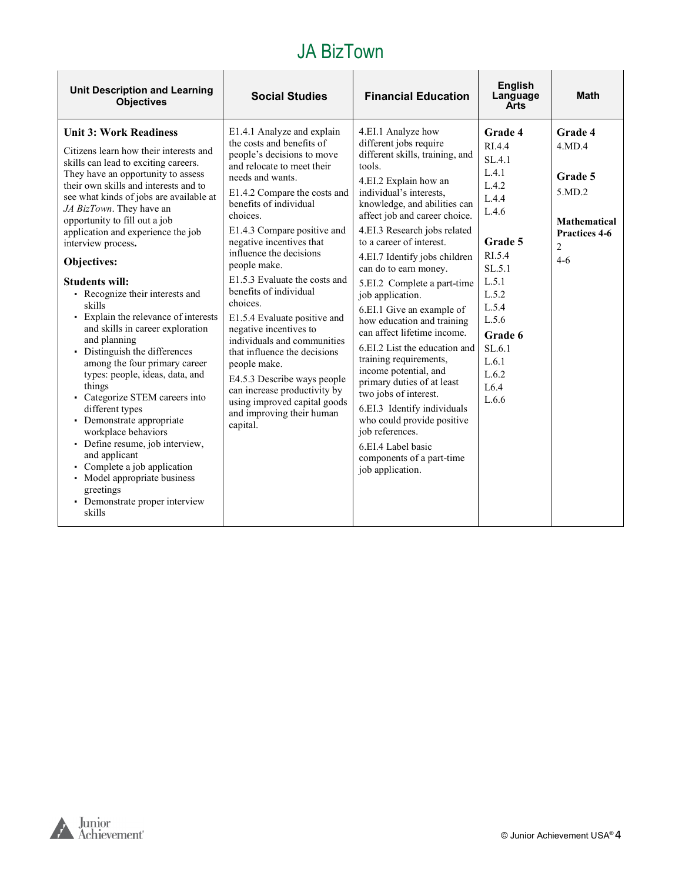# JA BizTown

| Unit Description and Learning Objectives | Social Studies | Financial Education | English Language Arts | Math |
|---|---|---|---|---|
| **Unit 3: Work Readiness**<br><br>Citizens learn how their interests and skills can lead to exciting careers. They have an opportunity to assess their own skills and interests and to see what kinds of jobs are available at *JA BizTown*. They have an opportunity to fill out a job application and experience the job interview process.<br><br>**Objectives:**<br><br>**Students will:**<br>▪ Recognize their interests and skills<br>▪ Explain the relevance of interests and skills in career exploration and planning<br>▪ Distinguish the differences among the four primary career types: people, ideas, data, and things<br>▪ Categorize STEM careers into different types<br>▪ Demonstrate appropriate workplace behaviors<br>▪ Define resume, job interview, and applicant<br>▪ Complete a job application<br>▪ Model appropriate business greetings<br>▪ Demonstrate proper interview skills | E1.4.1 Analyze and explain the costs and benefits of people's decisions to move and relocate to meet their needs and wants.<br><br>E1.4.2 Compare the costs and benefits of individual choices.<br><br>E1.4.3 Compare positive and negative incentives that influence the decisions people make.<br><br>E1.5.3 Evaluate the costs and benefits of individual choices.<br><br>E1.5.4 Evaluate positive and negative incentives to individuals and communities that influence the decisions people make.<br><br>E4.5.3 Describe ways people can increase productivity by using improved capital goods and improving their human capital. | 4.EI.1 Analyze how different jobs require different skills, training, and tools.<br><br>4.EI.2 Explain how an individual's interests, knowledge, and abilities can affect job and career choice.<br><br>4.EI.3 Research jobs related to a career of interest.<br><br>4.EI.7 Identify jobs children can do to earn money.<br><br>5.EI.2 Complete a part-time job application.<br><br>6.EI.1 Give an example of how education and training can affect lifetime income.<br><br>6.EI.2 List the education and training requirements, income potential, and primary duties of at least two jobs of interest.<br><br>6.EI.3 Identify individuals who could provide positive job references.<br><br>6.EI.4 Label basic components of a part-time job application. | **Grade 4**<br>RI.4.4<br>SL.4.1<br>L.4.1<br>L.4.2<br>L.4.4<br>L.4.6<br><br>**Grade 5**<br>RI.5.4<br>SL.5.1<br>L.5.1<br>L.5.2<br>L.5.4<br>L.5.6<br><br>**Grade 6**<br>SL.6.1<br>L.6.1<br>L.6.2<br>L6.4<br>L.6.6 | **Grade 4**<br>4.MD.4<br><br>**Grade 5**<br>5.MD.2<br><br>**Mathematical Practices 4-6**<br>2<br>4-6 |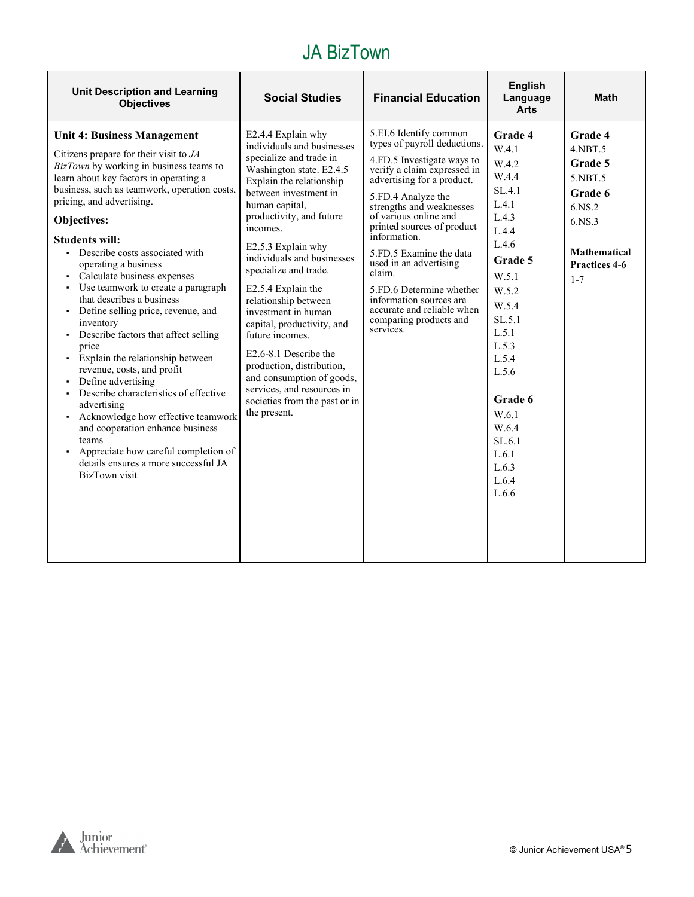# JA BizTown

| Unit Description and Learning Objectives | Social Studies | Financial Education | English Language Arts | Math |
|---|---|---|---|---|
| **Unit 4: Business Management**<br><br>Citizens prepare for their visit to *JA BizTown* by working in business teams to learn about key factors in operating a business, such as teamwork, operation costs, pricing, and advertising.<br><br>**Objectives:**<br><br>**Students will:**<br>▪ Describe costs associated with operating a business<br>▪ Calculate business expenses<br>▪ Use teamwork to create a paragraph that describes a business<br>▪ Define selling price, revenue, and inventory<br>▪ Describe factors that affect selling price<br>▪ Explain the relationship between revenue, costs, and profit<br>▪ Define advertising<br>▪ Describe characteristics of effective advertising<br>▪ Acknowledge how effective teamwork and cooperation enhance business teams<br>▪ Appreciate how careful completion of details ensures a more successful JA BizTown visit | E2.4.4 Explain why individuals and businesses specialize and trade in Washington state. E2.4.5 Explain the relationship between investment in human capital, productivity, and future incomes.<br><br>E2.5.3 Explain why individuals and businesses specialize and trade.<br><br>E2.5.4 Explain the relationship between investment in human capital, productivity, and future incomes.<br><br>E2.6-8.1 Describe the production, distribution, and consumption of goods, services, and resources in societies from the past or in the present. | 5.EI.6 Identify common types of payroll deductions.<br><br>4.FD.5 Investigate ways to verify a claim expressed in advertising for a product.<br><br>5.FD.4 Analyze the strengths and weaknesses of various online and printed sources of product information.<br><br>5.FD.5 Examine the data used in an advertising claim.<br><br>5.FD.6 Determine whether information sources are accurate and reliable when comparing products and services. | **Grade 4**<br>W.4.1<br>W.4.2<br>W.4.4<br>SL.4.1<br>L.4.1<br>L.4.3<br>L.4.4<br>L.4.6<br>**Grade 5**<br>W.5.1<br>W.5.2<br>W.5.4<br>SL.5.1<br>L.5.1<br>L.5.3<br>L.5.4<br>L.5.6<br><br>**Grade 6**<br>W.6.1<br>W.6.4<br>SL.6.1<br>L.6.1<br>L.6.3<br>L.6.4<br>L.6.6 | **Grade 4**<br>4.NBT.5<br>**Grade 5**<br>5.NBT.5<br>**Grade 6**<br>6.NS.2<br>6.NS.3<br><br>**Mathematical Practices 4-6**<br>1-7 |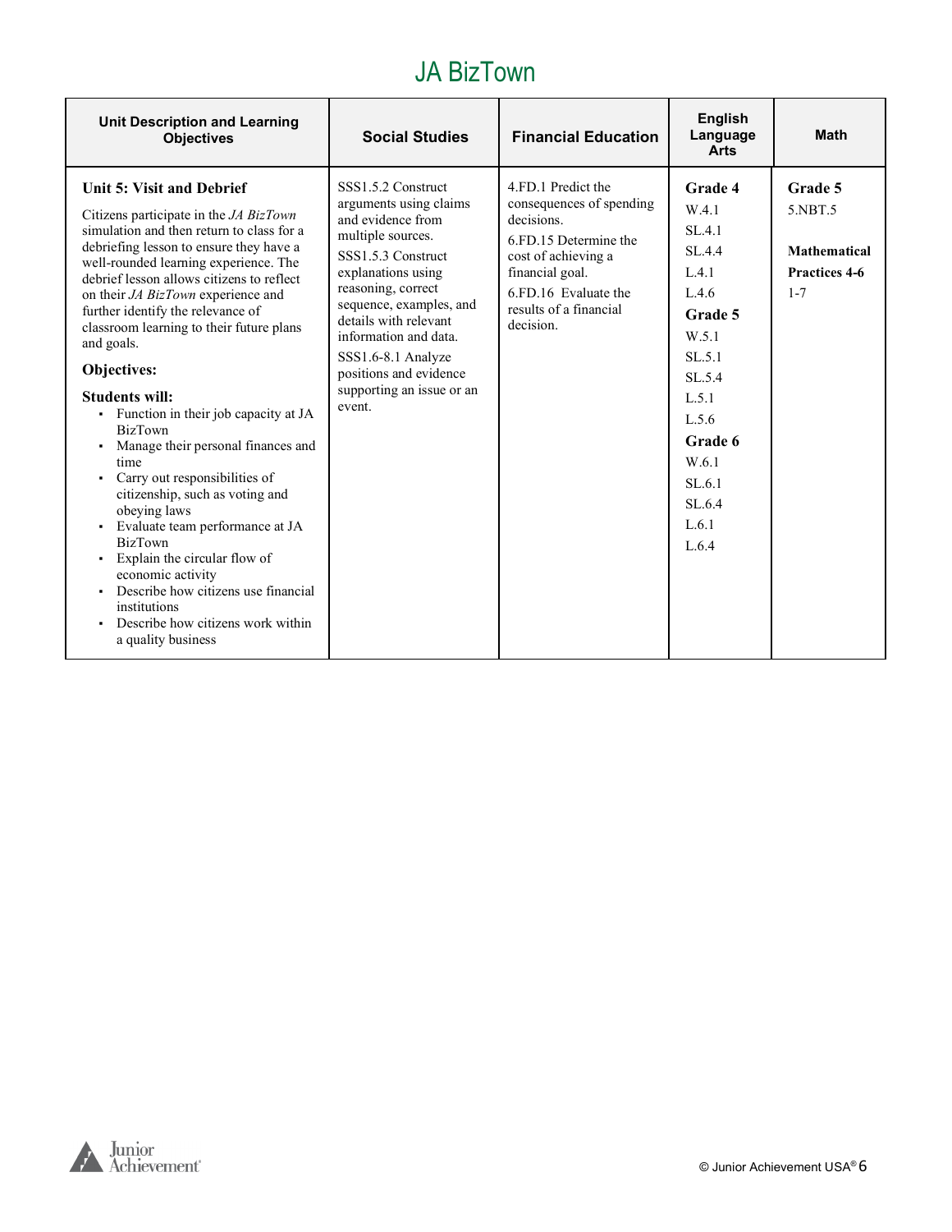# JA BizTown

| Unit Description and Learning Objectives | Social Studies | Financial Education | English Language Arts | Math |
|---|---|---|---|---|
| **Unit 5: Visit and Debrief**<br><br>Citizens participate in the *JA BizTown* simulation and then return to class for a debriefing lesson to ensure they have a well-rounded learning experience. The debrief lesson allows citizens to reflect on their *JA BizTown* experience and further identify the relevance of classroom learning to their future plans and goals.<br><br>**Objectives:**<br><br>**Students will:**<br>▪ Function in their job capacity at JA BizTown<br>▪ Manage their personal finances and time<br>▪ Carry out responsibilities of citizenship, such as voting and obeying laws<br>▪ Evaluate team performance at JA BizTown<br>▪ Explain the circular flow of economic activity<br>▪ Describe how citizens use financial institutions<br>▪ Describe how citizens work within a quality business | SSS1.5.2 Construct arguments using claims and evidence from multiple sources.<br><br>SSS1.5.3 Construct explanations using reasoning, correct sequence, examples, and details with relevant information and data.<br><br>SSS1.6-8.1 Analyze positions and evidence supporting an issue or an event. | 4.FD.1 Predict the consequences of spending decisions.<br><br>6.FD.15 Determine the cost of achieving a financial goal.<br><br>6.FD.16 Evaluate the results of a financial decision. | **Grade 4**<br>W.4.1<br>SL.4.1<br>SL.4.4<br>L.4.1<br>L.4.6<br>**Grade 5**<br>W.5.1<br>SL.5.1<br>SL.5.4<br>L.5.1<br>L.5.6<br>**Grade 6**<br>W.6.1<br>SL.6.1<br>SL.6.4<br>L.6.1<br>L.6.4 | **Grade 5**<br>5.NBT.5<br><br>**Mathematical Practices 4-6**<br>1-7 |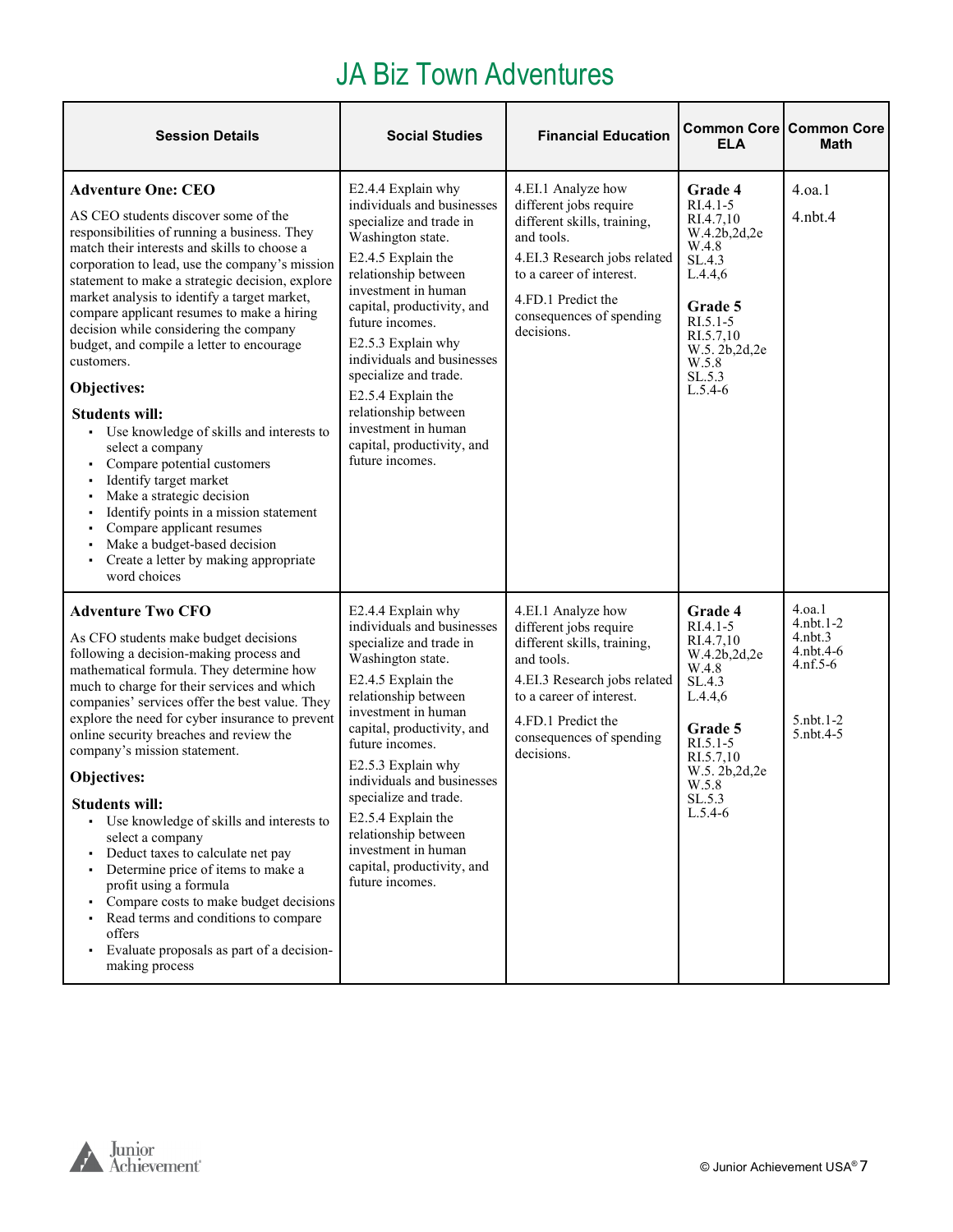# JA Biz Town Adventures

| Session Details | Social Studies | Financial Education | Common Core ELA | Common Core Math |
|---|---|---|---|---|
| **Adventure One: CEO**<br><br>AS CEO students discover some of the responsibilities of running a business. They match their interests and skills to choose a corporation to lead, use the company's mission statement to make a strategic decision, explore market analysis to identify a target market, compare applicant resumes to make a hiring decision while considering the company budget, and compile a letter to encourage customers.<br><br>**Objectives:**<br><br>**Students will:**<br>▪ Use knowledge of skills and interests to select a company<br>▪ Compare potential customers<br>▪ Identify target market<br>▪ Make a strategic decision<br>▪ Identify points in a mission statement<br>▪ Compare applicant resumes<br>▪ Make a budget-based decision<br>▪ Create a letter by making appropriate word choices | E2.4.4 Explain why individuals and businesses specialize and trade in Washington state.<br><br>E2.4.5 Explain the relationship between investment in human capital, productivity, and future incomes.<br><br>E2.5.3 Explain why individuals and businesses specialize and trade.<br><br>E2.5.4 Explain the relationship between investment in human capital, productivity, and future incomes. | 4.EI.1 Analyze how different jobs require different skills, training, and tools.<br><br>4.EI.3 Research jobs related to a career of interest.<br><br>4.FD.1 Predict the consequences of spending decisions. | **Grade 4**<br>RI.4.1-5<br>RI.4.7,10<br>W.4.2b,2d,2e<br>W.4.8<br>SL.4.3<br>L.4.4,6<br><br>**Grade 5**<br>RI.5.1-5<br>RI.5.7,10<br>W.5. 2b,2d,2e<br>W.5.8<br>SL.5.3<br>L.5.4-6 | 4.oa.1<br><br>4.nbt.4 |
| **Adventure Two CFO**<br><br>As CFO students make budget decisions following a decision-making process and mathematical formula. They determine how much to charge for their services and which companies' services offer the best value. They explore the need for cyber insurance to prevent online security breaches and review the company's mission statement.<br><br>**Objectives:**<br><br>**Students will:**<br>▪ Use knowledge of skills and interests to select a company<br>▪ Deduct taxes to calculate net pay<br>▪ Determine price of items to make a profit using a formula<br>▪ Compare costs to make budget decisions<br>▪ Read terms and conditions to compare offers<br>▪ Evaluate proposals as part of a decision-making process | E2.4.4 Explain why individuals and businesses specialize and trade in Washington state.<br><br>E2.4.5 Explain the relationship between investment in human capital, productivity, and future incomes.<br><br>E2.5.3 Explain why individuals and businesses specialize and trade.<br><br>E2.5.4 Explain the relationship between investment in human capital, productivity, and future incomes. | 4.EI.1 Analyze how different jobs require different skills, training, and tools.<br><br>4.EI.3 Research jobs related to a career of interest.<br><br>4.FD.1 Predict the consequences of spending decisions. | **Grade 4**<br>RI.4.1-5<br>RI.4.7,10<br>W.4.2b,2d,2e<br>W.4.8<br>SL.4.3<br>L.4.4,6<br><br>**Grade 5**<br>RI.5.1-5<br>RI.5.7,10<br>W.5. 2b,2d,2e<br>W.5.8<br>SL.5.3<br>L.5.4-6 | 4.oa.1<br>4.nbt.1-2<br>4.nbt.3<br>4.nbt.4-6<br>4.nf.5-6<br><br>5.nbt.1-2<br>5.nbt.4-5 |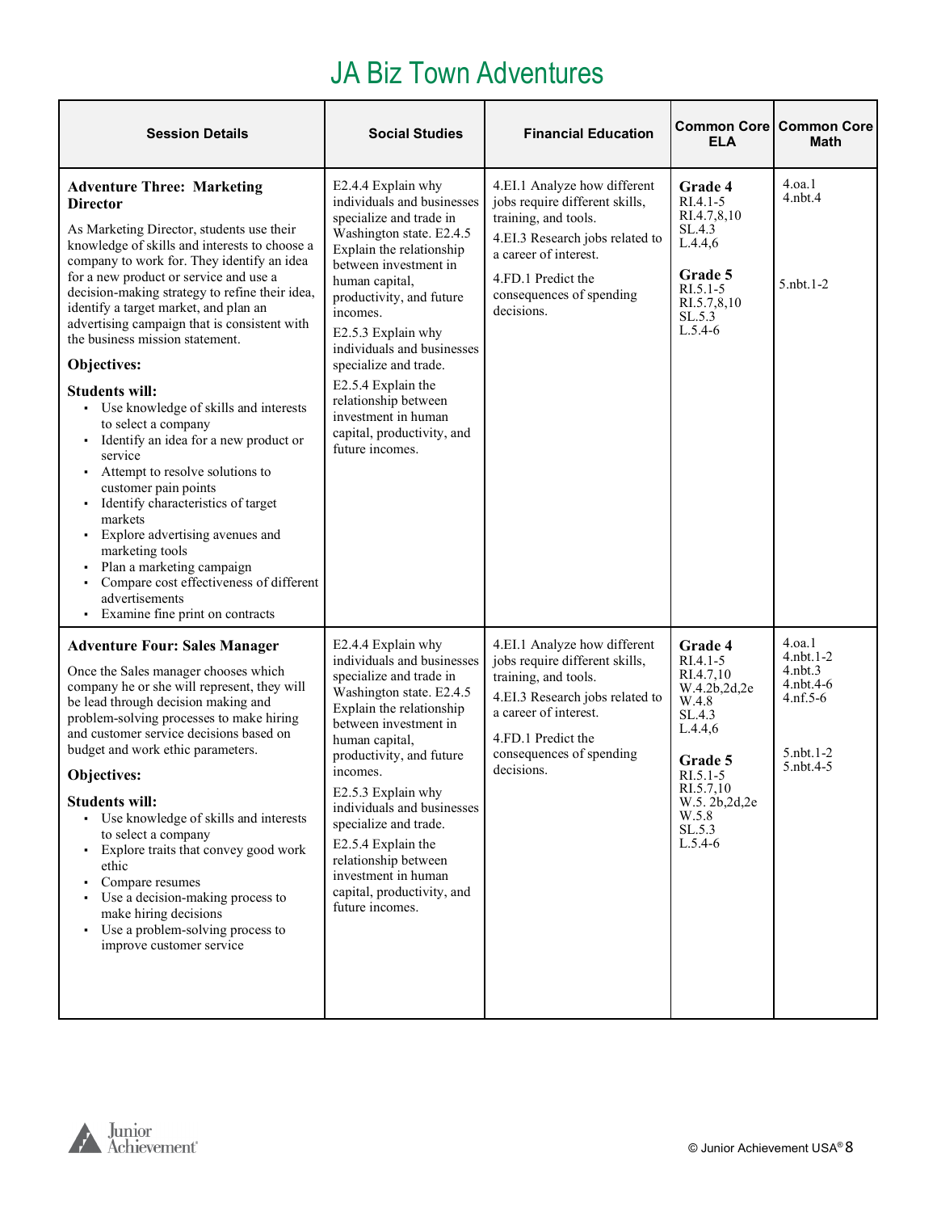# JA Biz Town Adventures

| Session Details | Social Studies | Financial Education | Common Core ELA | Common Core Math |
|---|---|---|---|---|
| **Adventure Three: Marketing Director**<br><br>As Marketing Director, students use their knowledge of skills and interests to choose a company to work for. They identify an idea for a new product or service and use a decision-making strategy to refine their idea, identify a target market, and plan an advertising campaign that is consistent with the business mission statement.<br><br>**Objectives:**<br><br>**Students will:**<br>▪ Use knowledge of skills and interests to select a company<br>▪ Identify an idea for a new product or service<br>▪ Attempt to resolve solutions to customer pain points<br>▪ Identify characteristics of target markets<br>▪ Explore advertising avenues and marketing tools<br>▪ Plan a marketing campaign<br>▪ Compare cost effectiveness of different advertisements<br>▪ Examine fine print on contracts | E2.4.4 Explain why individuals and businesses specialize and trade in Washington state. E2.4.5 Explain the relationship between investment in human capital, productivity, and future incomes.<br>E2.5.3 Explain why individuals and businesses specialize and trade.<br>E2.5.4 Explain the relationship between investment in human capital, productivity, and future incomes. | 4.EI.1 Analyze how different jobs require different skills, training, and tools.<br>4.EI.3 Research jobs related to a career of interest.<br>4.FD.1 Predict the consequences of spending decisions. | **Grade 4**<br>RI.4.1-5<br>RI.4.7,8,10<br>SL.4.3<br>L.4.4,6<br><br>**Grade 5**<br>RI.5.1-5<br>RI.5.7,8,10<br>SL.5.3<br>L.5.4-6 | 4.oa.1<br>4.nbt.4<br><br>5.nbt.1-2 |
| **Adventure Four: Sales Manager**<br><br>Once the Sales manager chooses which company he or she will represent, they will be lead through decision making and problem-solving processes to make hiring and customer service decisions based on budget and work ethic parameters.<br><br>**Objectives:**<br><br>**Students will:**<br>▪ Use knowledge of skills and interests to select a company<br>▪ Explore traits that convey good work ethic<br>▪ Compare resumes<br>▪ Use a decision-making process to make hiring decisions<br>▪ Use a problem-solving process to improve customer service | E2.4.4 Explain why individuals and businesses specialize and trade in Washington state. E2.4.5 Explain the relationship between investment in human capital, productivity, and future incomes.<br>E2.5.3 Explain why individuals and businesses specialize and trade.<br>E2.5.4 Explain the relationship between investment in human capital, productivity, and future incomes. | 4.EI.1 Analyze how different jobs require different skills, training, and tools.<br>4.EI.3 Research jobs related to a career of interest.<br>4.FD.1 Predict the consequences of spending decisions. | **Grade 4**<br>RI.4.1-5<br>RI.4.7,10<br>W.4.2b,2d,2e<br>W.4.8<br>SL.4.3<br>L.4.4,6<br><br>**Grade 5**<br>RI.5.1-5<br>RI.5.7,10<br>W.5. 2b,2d,2e<br>W.5.8<br>SL.5.3<br>L.5.4-6 | 4.oa.1<br>4.nbt.1-2<br>4.nbt.3<br>4.nbt.4-6<br>4.nf.5-6<br><br>5.nbt.1-2<br>5.nbt.4-5 |

© Junior Achievement USA®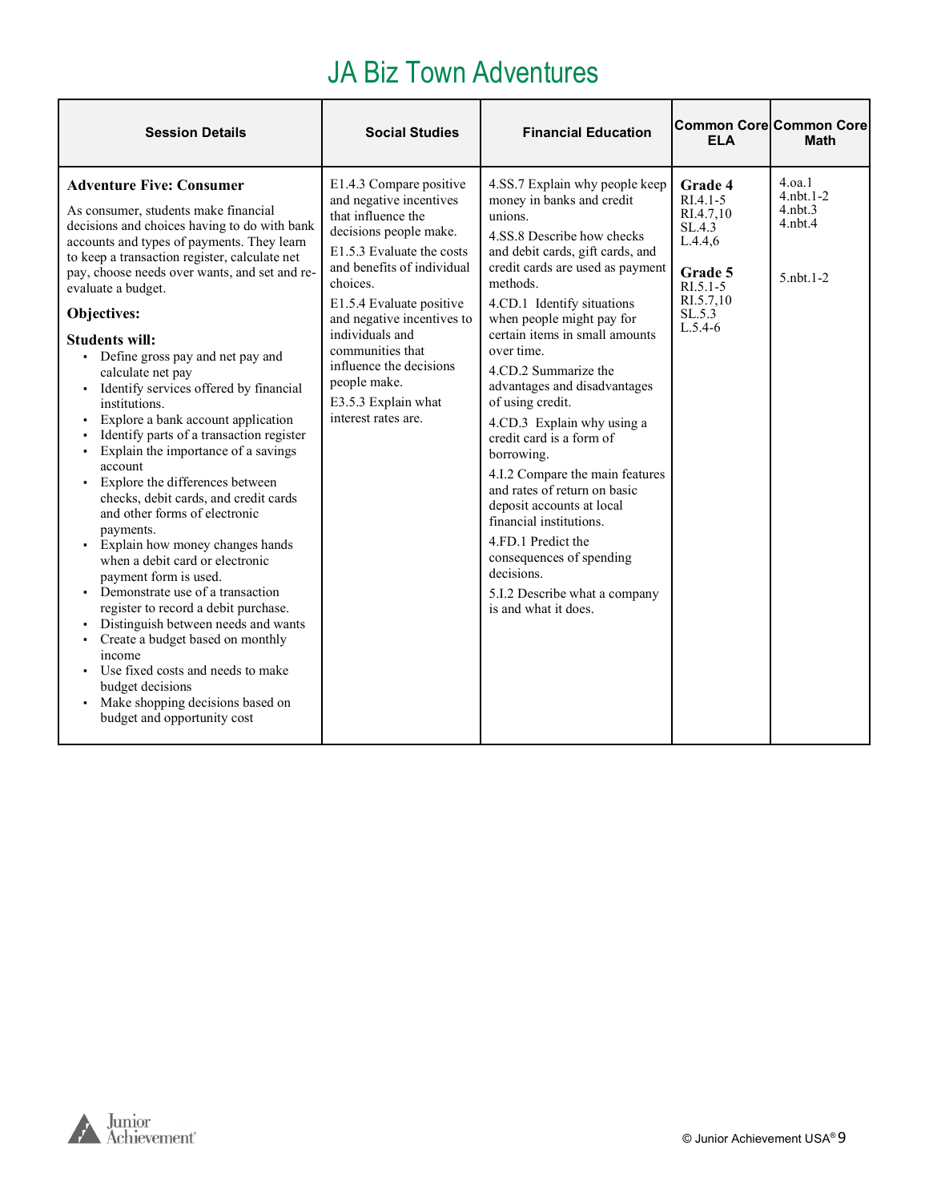# JA Biz Town Adventures

| Session Details | Social Studies | Financial Education | Common Core ELA | Common Core Math |
|---|---|---|---|---|
| **Adventure Five: Consumer**<br><br>As consumer, students make financial decisions and choices having to do with bank accounts and types of payments. They learn to keep a transaction register, calculate net pay, choose needs over wants, and set and re-evaluate a budget.<br><br>**Objectives:**<br><br>**Students will:**<br>▪ Define gross pay and net pay and calculate net pay<br>▪ Identify services offered by financial institutions.<br>▪ Explore a bank account application<br>▪ Identify parts of a transaction register<br>▪ Explain the importance of a savings account<br>▪ Explore the differences between checks, debit cards, and credit cards and other forms of electronic payments.<br>▪ Explain how money changes hands when a debit card or electronic payment form is used.<br>▪ Demonstrate use of a transaction register to record a debit purchase.<br>▪ Distinguish between needs and wants<br>▪ Create a budget based on monthly income<br>▪ Use fixed costs and needs to make budget decisions<br>▪ Make shopping decisions based on budget and opportunity cost | E1.4.3 Compare positive and negative incentives that influence the decisions people make.<br><br>E1.5.3 Evaluate the costs and benefits of individual choices.<br><br>E1.5.4 Evaluate positive and negative incentives to individuals and communities that influence the decisions people make.<br><br>E3.5.3 Explain what interest rates are. | 4.SS.7 Explain why people keep money in banks and credit unions.<br><br>4.SS.8 Describe how checks and debit cards, gift cards, and credit cards are used as payment methods.<br><br>4.CD.1 Identify situations when people might pay for certain items in small amounts over time.<br><br>4.CD.2 Summarize the advantages and disadvantages of using credit.<br><br>4.CD.3 Explain why using a credit card is a form of borrowing.<br><br>4.I.2 Compare the main features and rates of return on basic deposit accounts at local financial institutions.<br><br>4.FD.1 Predict the consequences of spending decisions.<br><br>5.I.2 Describe what a company is and what it does. | **Grade 4**<br>RI.4.1-5<br>RI.4.7,10<br>SL.4.3<br>L.4.4,6<br><br>**Grade 5**<br>RI.5.1-5<br>RI.5.7,10<br>SL.5.3<br>L.5.4-6 | 4.oa.1<br>4.nbt.1-2<br>4.nbt.3<br>4.nbt.4<br><br>5.nbt.1-2 |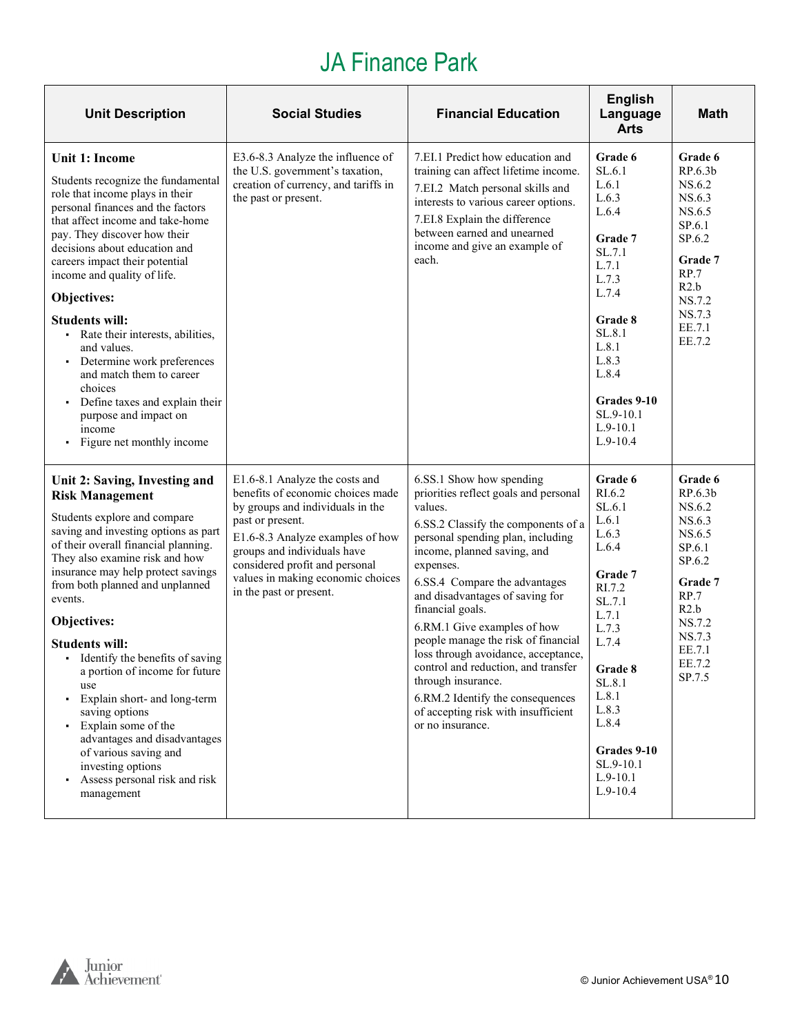# JA Finance Park

| Unit Description | Social Studies | Financial Education | English Language Arts | Math |
|---|---|---|---|---|
| **Unit 1: Income**<br><br>Students recognize the fundamental role that income plays in their personal finances and the factors that affect income and take-home pay. They discover how their decisions about education and careers impact their potential income and quality of life.<br><br>**Objectives:**<br><br>**Students will:**<br>▪ Rate their interests, abilities, and values.<br>▪ Determine work preferences and match them to career choices<br>▪ Define taxes and explain their purpose and impact on income<br>▪ Figure net monthly income | E3.6-8.3 Analyze the influence of the U.S. government's taxation, creation of currency, and tariffs in the past or present. | 7.EI.1 Predict how education and training can affect lifetime income.<br>7.EI.2 Match personal skills and interests to various career options.<br>7.EI.8 Explain the difference between earned and unearned income and give an example of each. | **Grade 6**<br>SL.6.1<br>L.6.1<br>L.6.3<br>L.6.4<br><br>**Grade 7**<br>SL.7.1<br>L.7.1<br>L.7.3<br>L.7.4<br><br>**Grade 8**<br>SL.8.1<br>L.8.1<br>L.8.3<br>L.8.4<br><br>**Grades 9-10**<br>SL.9-10.1<br>L.9-10.1<br>L.9-10.4 | **Grade 6**<br>RP.6.3b<br>NS.6.2<br>NS.6.3<br>NS.6.5<br>SP.6.1<br>SP.6.2<br><br>**Grade 7**<br>RP.7<br>R2.b<br>NS.7.2<br>NS.7.3<br>EE.7.1<br>EE.7.2 |
| **Unit 2: Saving, Investing and Risk Management**<br><br>Students explore and compare saving and investing options as part of their overall financial planning. They also examine risk and how insurance may help protect savings from both planned and unplanned events.<br><br>**Objectives:**<br><br>**Students will:**<br>▪ Identify the benefits of saving a portion of income for future use<br>▪ Explain short- and long-term saving options<br>▪ Explain some of the advantages and disadvantages of various saving and investing options<br>▪ Assess personal risk and risk management | E1.6-8.1 Analyze the costs and benefits of economic choices made by groups and individuals in the past or present.<br>E1.6-8.3 Analyze examples of how groups and individuals have considered profit and personal values in making economic choices in the past or present. | 6.SS.1 Show how spending priorities reflect goals and personal values.<br>6.SS.2 Classify the components of a personal spending plan, including income, planned saving, and expenses.<br>6.SS.4 Compare the advantages and disadvantages of saving for financial goals.<br>6.RM.1 Give examples of how people manage the risk of financial loss through avoidance, acceptance, control and reduction, and transfer through insurance.<br>6.RM.2 Identify the consequences of accepting risk with insufficient or no insurance. | **Grade 6**<br>RI.6.2<br>SL.6.1<br>L.6.1<br>L.6.3<br>L.6.4<br><br>**Grade 7**<br>RI.7.2<br>SL.7.1<br>L.7.1<br>L.7.3<br>L.7.4<br><br>**Grade 8**<br>SL.8.1<br>L.8.1<br>L.8.3<br>L.8.4<br><br>**Grades 9-10**<br>SL.9-10.1<br>L.9-10.1<br>L.9-10.4 | **Grade 6**<br>RP.6.3b<br>NS.6.2<br>NS.6.3<br>NS.6.5<br>SP.6.1<br>SP.6.2<br><br>**Grade 7**<br>RP.7<br>R2.b<br>NS.7.2<br>NS.7.3<br>EE.7.1<br>EE.7.2<br>SP.7.5 |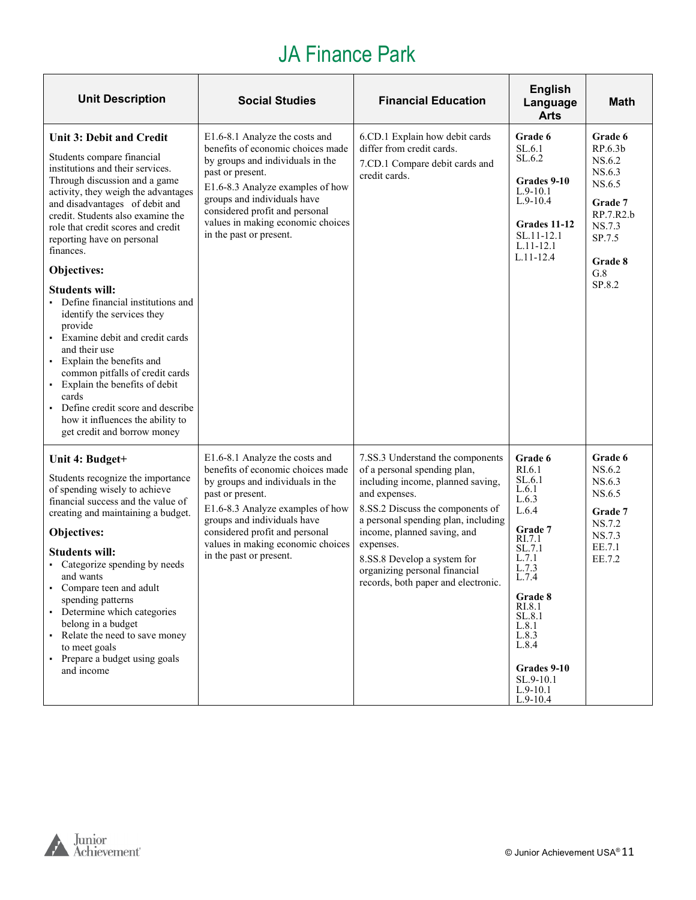# JA Finance Park

| Unit Description | Social Studies | Financial Education | English Language Arts | Math |
|---|---|---|---|---|
| **Unit 3: Debit and Credit**<br><br>Students compare financial institutions and their services. Through discussion and a game activity, they weigh the advantages and disadvantages of debit and credit. Students also examine the role that credit scores and credit reporting have on personal finances.<br><br>**Objectives:**<br><br>**Students will:**<br>▪ Define financial institutions and identify the services they provide<br>▪ Examine debit and credit cards and their use<br>▪ Explain the benefits and common pitfalls of credit cards<br>▪ Explain the benefits of debit cards<br>▪ Define credit score and describe how it influences the ability to get credit and borrow money | E1.6-8.1 Analyze the costs and benefits of economic choices made by groups and individuals in the past or present.<br><br>E1.6-8.3 Analyze examples of how groups and individuals have considered profit and personal values in making economic choices in the past or present. | 6.CD.1 Explain how debit cards differ from credit cards.<br><br>7.CD.1 Compare debit cards and credit cards. | **Grade 6**<br>SL.6.1<br>SL.6.2<br><br>**Grades 9-10**<br>L.9-10.1<br>L.9-10.4<br><br>**Grades 11-12**<br>SL.11-12.1<br>L.11-12.1<br>L.11-12.4 | **Grade 6**<br>RP.6.3b<br>NS.6.2<br>NS.6.3<br>NS.6.5<br><br>**Grade 7**<br>RP.7.R2.b<br>NS.7.3<br>SP.7.5<br><br>**Grade 8**<br>G.8<br>SP.8.2 |
| **Unit 4: Budget+**<br><br>Students recognize the importance of spending wisely to achieve financial success and the value of creating and maintaining a budget.<br><br>**Objectives:**<br><br>**Students will:**<br>▪ Categorize spending by needs and wants<br>▪ Compare teen and adult spending patterns<br>▪ Determine which categories belong in a budget<br>▪ Relate the need to save money to meet goals<br>▪ Prepare a budget using goals and income | E1.6-8.1 Analyze the costs and benefits of economic choices made by groups and individuals in the past or present.<br><br>E1.6-8.3 Analyze examples of how groups and individuals have considered profit and personal values in making economic choices in the past or present. | 7.SS.3 Understand the components of a personal spending plan, including income, planned saving, and expenses.<br><br>8.SS.2 Discuss the components of a personal spending plan, including income, planned saving, and expenses.<br><br>8.SS.8 Develop a system for organizing personal financial records, both paper and electronic. | **Grade 6**<br>RI.6.1<br>SL.6.1<br>L.6.1<br>L.6.3<br>L.6.4<br><br>**Grade 7**<br>RI.7.1<br>SL.7.1<br>L.7.1<br>L.7.3<br>L.7.4<br><br>**Grade 8**<br>RI.8.1<br>SL.8.1<br>L.8.1<br>L.8.3<br>L.8.4<br><br>**Grades 9-10**<br>SL.9-10.1<br>L.9-10.1<br>L.9-10.4 | **Grade 6**<br>NS.6.2<br>NS.6.3<br>NS.6.5<br><br>**Grade 7**<br>NS.7.2<br>NS.7.3<br>EE.7.1<br>EE.7.2 |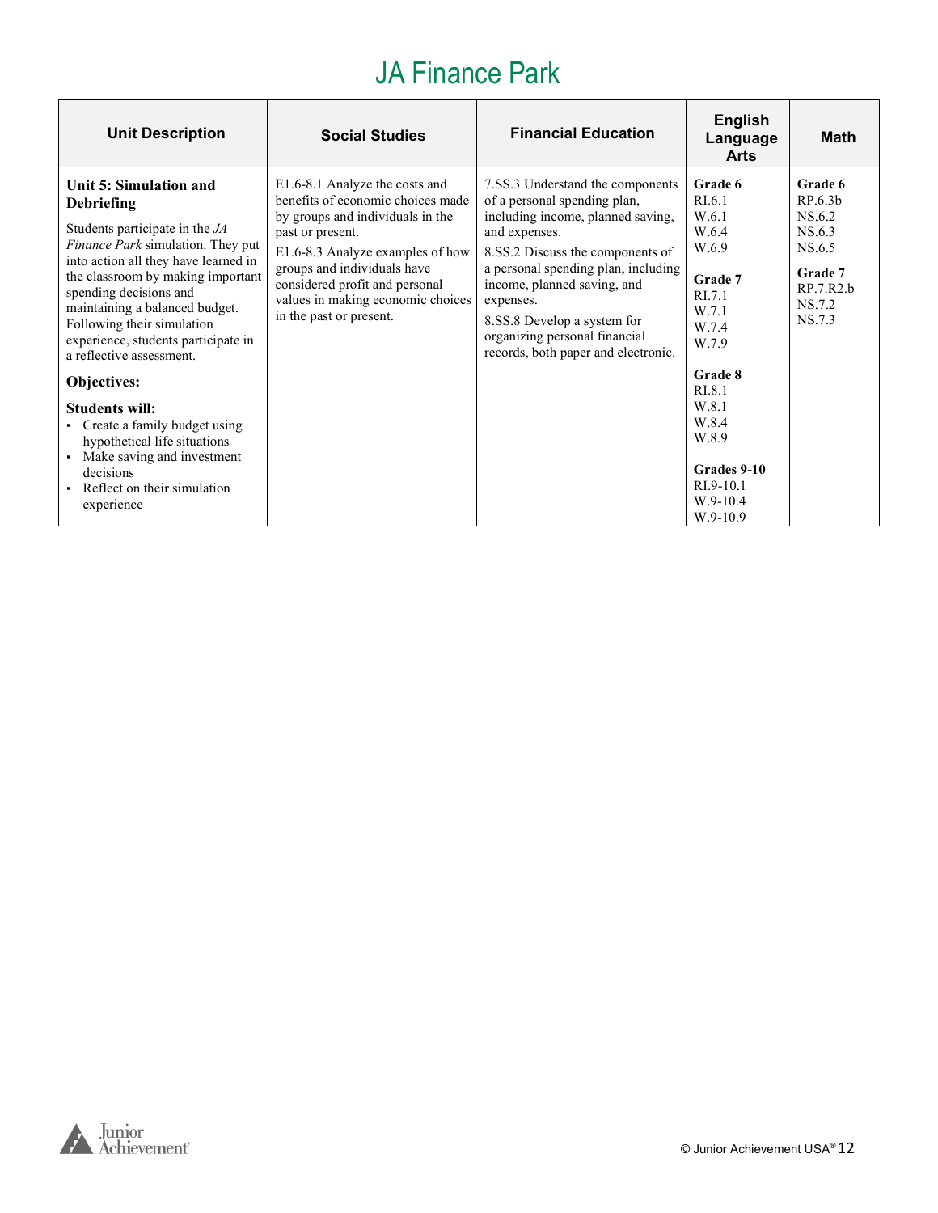# JA Finance Park

| Unit Description | Social Studies | Financial Education | English Language Arts | Math |
|---|---|---|---|---|
| **Unit 5: Simulation and Debriefing**<br><br>Students participate in the *JA Finance Park* simulation. They put into action all they have learned in the classroom by making important spending decisions and maintaining a balanced budget. Following their simulation experience, students participate in a reflective assessment.<br><br>**Objectives:**<br><br>**Students will:**<br>▪ Create a family budget using hypothetical life situations<br>▪ Make saving and investment decisions<br>▪ Reflect on their simulation experience | E1.6-8.1 Analyze the costs and benefits of economic choices made by groups and individuals in the past or present.<br><br>E1.6-8.3 Analyze examples of how groups and individuals have considered profit and personal values in making economic choices in the past or present. | 7.SS.3 Understand the components of a personal spending plan, including income, planned saving, and expenses.<br><br>8.SS.2 Discuss the components of a personal spending plan, including income, planned saving, and expenses.<br><br>8.SS.8 Develop a system for organizing personal financial records, both paper and electronic. | **Grade 6**<br>RI.6.1<br>W.6.1<br>W.6.4<br>W.6.9<br><br>**Grade 7**<br>RI.7.1<br>W.7.1<br>W.7.4<br>W.7.9<br><br>**Grade 8**<br>RI.8.1<br>W.8.1<br>W.8.4<br>W.8.9<br><br>**Grades 9-10**<br>RI.9-10.1<br>W.9-10.4<br>W.9-10.9 | **Grade 6**<br>RP.6.3b<br>NS.6.2<br>NS.6.3<br>NS.6.5<br><br>**Grade 7**<br>RP.7.R2.b<br>NS.7.2<br>NS.7.3 |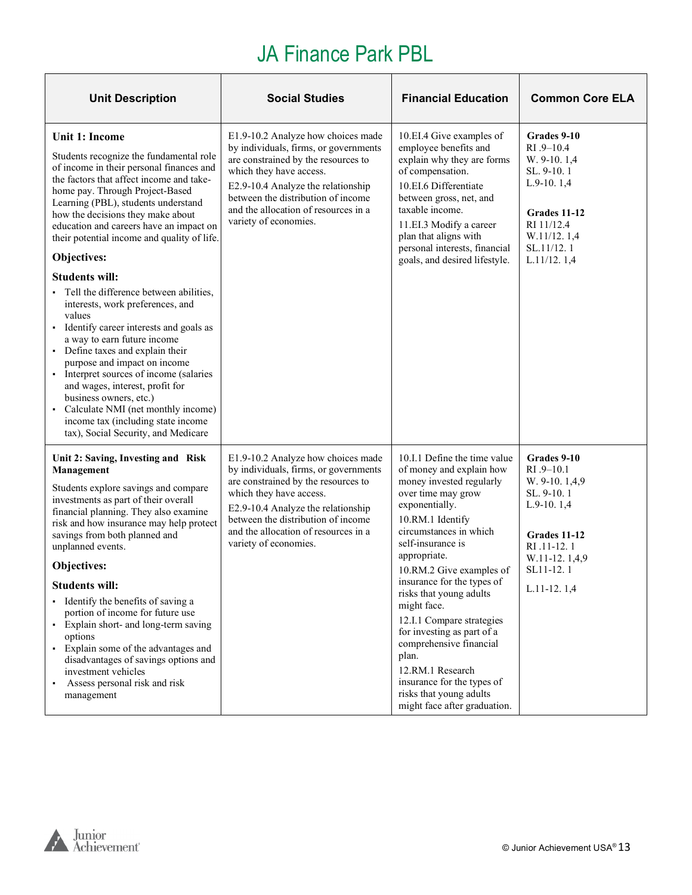# JA Finance Park PBL

| Unit Description | Social Studies | Financial Education | Common Core ELA |
|---|---|---|---|
| **Unit 1: Income**<br><br>Students recognize the fundamental role of income in their personal finances and the factors that affect income and take-home pay. Through Project-Based Learning (PBL), students understand how the decisions they make about education and careers have an impact on their potential income and quality of life.<br><br>**Objectives:**<br><br>**Students will:**<br>▪ Tell the difference between abilities, interests, work preferences, and values<br>▪ Identify career interests and goals as a way to earn future income<br>▪ Define taxes and explain their purpose and impact on income<br>▪ Interpret sources of income (salaries and wages, interest, profit for business owners, etc.)<br>▪ Calculate NMI (net monthly income) income tax (including state income tax), Social Security, and Medicare | E1.9-10.2 Analyze how choices made by individuals, firms, or governments are constrained by the resources to which they have access.<br><br>E2.9-10.4 Analyze the relationship between the distribution of income and the allocation of resources in a variety of economies. | 10.EI.4 Give examples of employee benefits and explain why they are forms of compensation.<br><br>10.EI.6 Differentiate between gross, net, and taxable income.<br><br>11.EI.3 Modify a career plan that aligns with personal interests, financial goals, and desired lifestyle. | **Grades 9-10**<br>RI .9–10.4<br>W. 9-10. 1,4<br>SL. 9-10. 1<br>L.9-10. 1,4<br><br>**Grades 11-12**<br>RI 11/12.4<br>W.11/12. 1,4<br>SL.11/12. 1<br>L.11/12. 1,4 |
| **Unit 2: Saving, Investing and Risk Management**<br><br>Students explore savings and compare investments as part of their overall financial planning. They also examine risk and how insurance may help protect savings from both planned and unplanned events.<br><br>**Objectives:**<br><br>**Students will:**<br>▪ Identify the benefits of saving a portion of income for future use<br>▪ Explain short- and long-term saving options<br>▪ Explain some of the advantages and disadvantages of savings options and investment vehicles<br>▪ Assess personal risk and risk management | E1.9-10.2 Analyze how choices made by individuals, firms, or governments are constrained by the resources to which they have access.<br><br>E2.9-10.4 Analyze the relationship between the distribution of income and the allocation of resources in a variety of economies. | 10.I.1 Define the time value of money and explain how money invested regularly over time may grow exponentially.<br><br>10.RM.1 Identify circumstances in which self-insurance is appropriate.<br><br>10.RM.2 Give examples of insurance for the types of risks that young adults might face.<br><br>12.I.1 Compare strategies for investing as part of a comprehensive financial plan.<br><br>12.RM.1 Research insurance for the types of risks that young adults might face after graduation. | **Grades 9-10**<br>RI .9–10.1<br>W. 9-10. 1,4,9<br>SL. 9-10. 1<br>L.9-10. 1,4<br><br>**Grades 11-12**<br>RI .11-12. 1<br>W.11-12. 1,4,9<br>SL11-12. 1<br>L.11-12. 1,4 |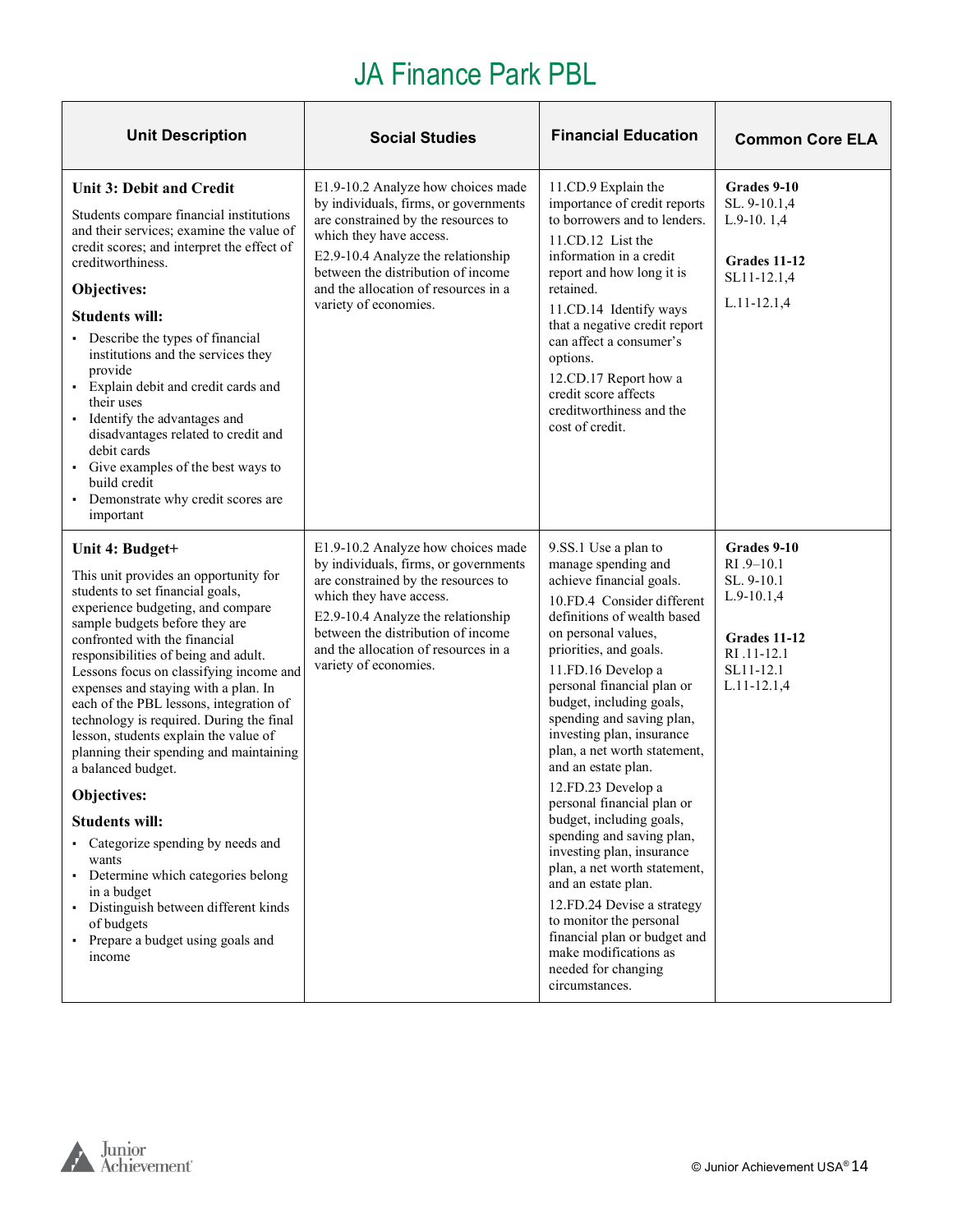# JA Finance Park PBL

| Unit Description | Social Studies | Financial Education | Common Core ELA |
|---|---|---|---|
| **Unit 3: Debit and Credit**<br><br>Students compare financial institutions and their services; examine the value of credit scores; and interpret the effect of creditworthiness.<br><br>**Objectives:**<br><br>**Students will:**<br>▪ Describe the types of financial institutions and the services they provide<br>▪ Explain debit and credit cards and their uses<br>▪ Identify the advantages and disadvantages related to credit and debit cards<br>▪ Give examples of the best ways to build credit<br>▪ Demonstrate why credit scores are important | E1.9-10.2 Analyze how choices made by individuals, firms, or governments are constrained by the resources to which they have access.<br><br>E2.9-10.4 Analyze the relationship between the distribution of income and the allocation of resources in a variety of economies. | 11.CD.9 Explain the importance of credit reports to borrowers and to lenders.<br><br>11.CD.12 List the information in a credit report and how long it is retained.<br><br>11.CD.14 Identify ways that a negative credit report can affect a consumer's options.<br><br>12.CD.17 Report how a credit score affects creditworthiness and the cost of credit. | **Grades 9-10**<br>SL. 9-10.1,4<br>L.9-10. 1,4<br><br>**Grades 11-12**<br>SL11-12.1,4<br><br>L.11-12.1,4 |
| **Unit 4: Budget+**<br><br>This unit provides an opportunity for students to set financial goals, experience budgeting, and compare sample budgets before they are confronted with the financial responsibilities of being and adult. Lessons focus on classifying income and expenses and staying with a plan. In each of the PBL lessons, integration of technology is required. During the final lesson, students explain the value of planning their spending and maintaining a balanced budget.<br><br>**Objectives:**<br><br>**Students will:**<br>▪ Categorize spending by needs and wants<br>▪ Determine which categories belong in a budget<br>▪ Distinguish between different kinds of budgets<br>▪ Prepare a budget using goals and income | E1.9-10.2 Analyze how choices made by individuals, firms, or governments are constrained by the resources to which they have access.<br><br>E2.9-10.4 Analyze the relationship between the distribution of income and the allocation of resources in a variety of economies. | 9.SS.1 Use a plan to manage spending and achieve financial goals.<br><br>10.FD.4 Consider different definitions of wealth based on personal values, priorities, and goals.<br><br>11.FD.16 Develop a personal financial plan or budget, including goals, spending and saving plan, investing plan, insurance plan, a net worth statement, and an estate plan.<br><br>12.FD.23 Develop a personal financial plan or budget, including goals, spending and saving plan, investing plan, insurance plan, a net worth statement, and an estate plan.<br><br>12.FD.24 Devise a strategy to monitor the personal financial plan or budget and make modifications as needed for changing circumstances. | **Grades 9-10**<br>RI .9–10.1<br>SL. 9-10.1<br>L.9-10.1,4<br><br>**Grades 11-12**<br>RI .11-12.1<br>SL11-12.1<br>L.11-12.1,4 |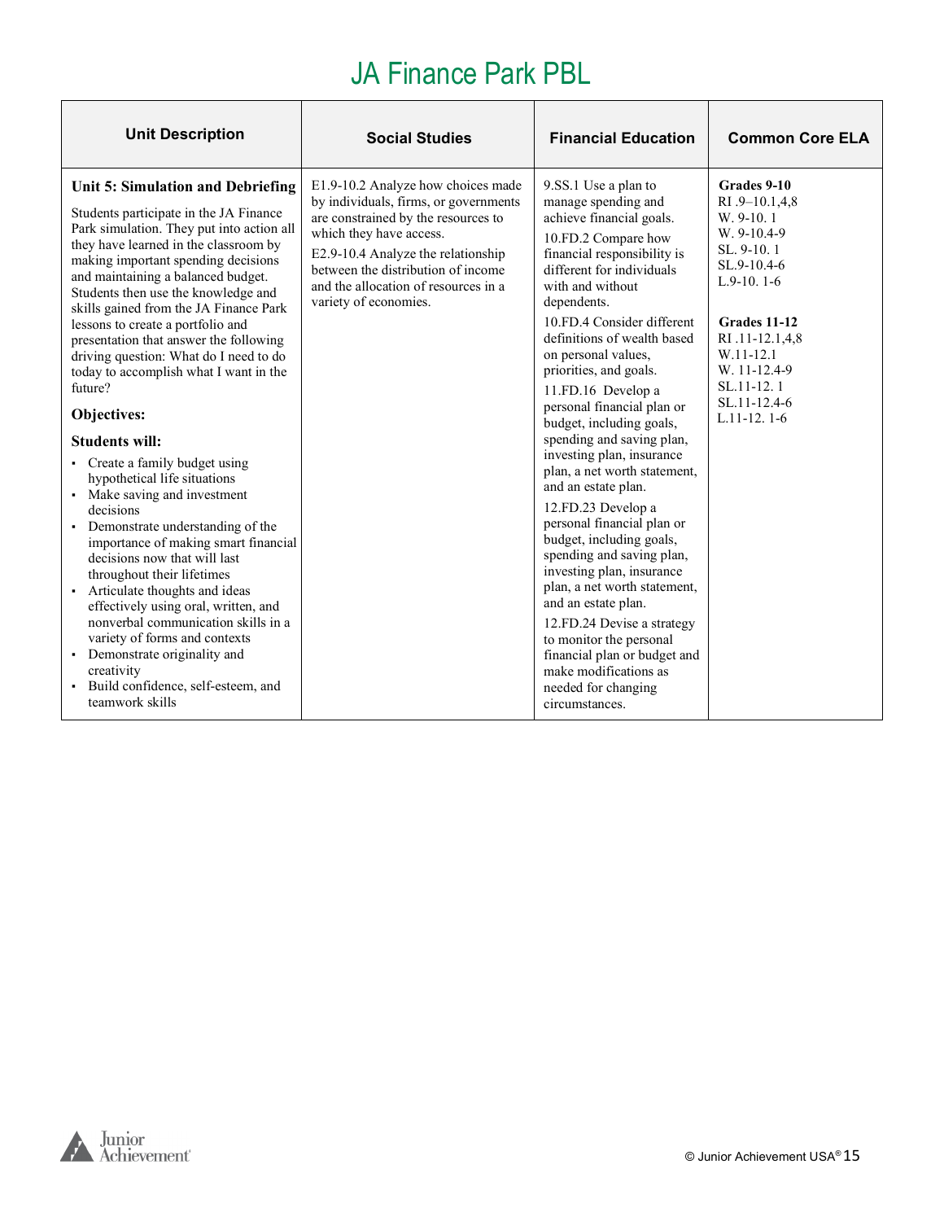# JA Finance Park PBL

| Unit Description | Social Studies | Financial Education | Common Core ELA |
|---|---|---|---|
| **Unit 5: Simulation and Debriefing**<br><br>Students participate in the JA Finance Park simulation. They put into action all they have learned in the classroom by making important spending decisions and maintaining a balanced budget. Students then use the knowledge and skills gained from the JA Finance Park lessons to create a portfolio and presentation that answer the following driving question: What do I need to do today to accomplish what I want in the future?<br><br>**Objectives:**<br><br>**Students will:**<br>▪ Create a family budget using hypothetical life situations<br>▪ Make saving and investment decisions<br>▪ Demonstrate understanding of the importance of making smart financial decisions now that will last throughout their lifetimes<br>▪ Articulate thoughts and ideas effectively using oral, written, and nonverbal communication skills in a variety of forms and contexts<br>▪ Demonstrate originality and creativity<br>▪ Build confidence, self-esteem, and teamwork skills | E1.9-10.2 Analyze how choices made by individuals, firms, or governments are constrained by the resources to which they have access.<br>E2.9-10.4 Analyze the relationship between the distribution of income and the allocation of resources in a variety of economies. | 9.SS.1 Use a plan to manage spending and achieve financial goals.<br>10.FD.2 Compare how financial responsibility is different for individuals with and without dependents.<br>10.FD.4 Consider different definitions of wealth based on personal values, priorities, and goals.<br>11.FD.16 Develop a personal financial plan or budget, including goals, spending and saving plan, investing plan, insurance plan, a net worth statement, and an estate plan.<br>12.FD.23 Develop a personal financial plan or budget, including goals, spending and saving plan, investing plan, insurance plan, a net worth statement, and an estate plan.<br>12.FD.24 Devise a strategy to monitor the personal financial plan or budget and make modifications as needed for changing circumstances. | **Grades 9-10**<br>RI .9–10.1,4,8<br>W. 9-10. 1<br>W. 9-10.4-9<br>SL. 9-10. 1<br>SL.9-10.4-6<br>L.9-10. 1-6<br><br>**Grades 11-12**<br>RI .11-12.1,4,8<br>W.11-12.1<br>W. 11-12.4-9<br>SL.11-12. 1<br>SL.11-12.4-6<br>L.11-12. 1-6 |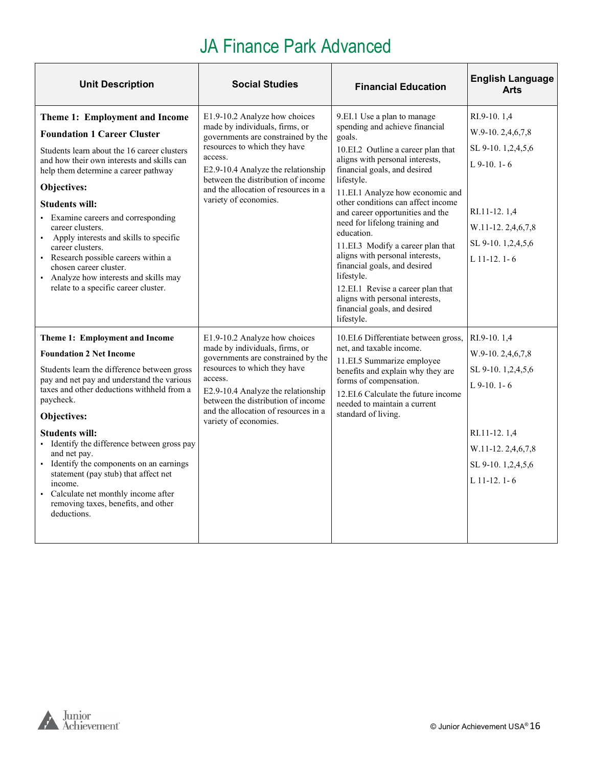# JA Finance Park Advanced

| Unit Description | Social Studies | Financial Education | English Language Arts |
|---|---|---|---|
| **Theme 1: Employment and Income**<br>**Foundation 1 Career Cluster**<br>Students learn about the 16 career clusters and how their own interests and skills can help them determine a career pathway<br>**Objectives:**<br>**Students will:**<br>▪ Examine careers and corresponding career clusters.<br>▪ Apply interests and skills to specific career clusters.<br>▪ Research possible careers within a chosen career cluster.<br>▪ Analyze how interests and skills may relate to a specific career cluster. | E1.9-10.2 Analyze how choices made by individuals, firms, or governments are constrained by the resources to which they have access.<br>E2.9-10.4 Analyze the relationship between the distribution of income and the allocation of resources in a variety of economies. | 9.EI.1 Use a plan to manage spending and achieve financial goals.<br>10.EI.2 Outline a career plan that aligns with personal interests, financial goals, and desired lifestyle.<br>11.EI.1 Analyze how economic and other conditions can affect income and career opportunities and the need for lifelong training and education.<br>11.EI.3 Modify a career plan that aligns with personal interests, financial goals, and desired lifestyle.<br>12.EI.1 Revise a career plan that aligns with personal interests, financial goals, and desired lifestyle. | RI.9-10. 1,4<br>W.9-10. 2,4,6,7,8<br>SL 9-10. 1,2,4,5,6<br>L 9-10. 1- 6<br><br>RI.11-12. 1,4<br>W.11-12. 2,4,6,7,8<br>SL 9-10. 1,2,4,5,6<br>L 11-12. 1- 6 |
| **Theme 1: Employment and Income**<br>**Foundation 2 Net Income**<br>Students learn the difference between gross pay and net pay and understand the various taxes and other deductions withheld from a paycheck.<br>**Objectives:**<br>**Students will:**<br>▪ Identify the difference between gross pay and net pay.<br>▪ Identify the components on an earnings statement (pay stub) that affect net income.<br>▪ Calculate net monthly income after removing taxes, benefits, and other deductions. | E1.9-10.2 Analyze how choices made by individuals, firms, or governments are constrained by the resources to which they have access.<br>E2.9-10.4 Analyze the relationship between the distribution of income and the allocation of resources in a variety of economies. | 10.EI.6 Differentiate between gross, net, and taxable income.<br>11.EI.5 Summarize employee benefits and explain why they are forms of compensation.<br>12.EI.6 Calculate the future income needed to maintain a current standard of living. | RI.9-10. 1,4<br>W.9-10. 2,4,6,7,8<br>SL 9-10. 1,2,4,5,6<br>L 9-10. 1- 6<br><br>RI.11-12. 1,4<br>W.11-12. 2,4,6,7,8<br>SL 9-10. 1,2,4,5,6<br>L 11-12. 1- 6 |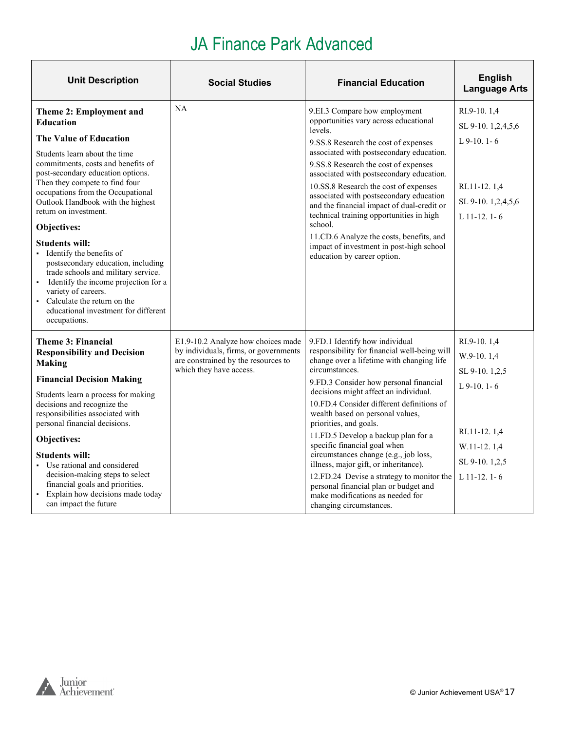# JA Finance Park Advanced

| Unit Description | Social Studies | Financial Education | English Language Arts |
|---|---|---|---|
| **Theme 2: Employment and Education**<br><br>**The Value of Education**<br><br>Students learn about the time commitments, costs and benefits of post-secondary education options. Then they compete to find four occupations from the Occupational Outlook Handbook with the highest return on investment.<br><br>**Objectives:**<br><br>**Students will:**<br>▪ Identify the benefits of postsecondary education, including trade schools and military service.<br>▪ Identify the income projection for a variety of careers.<br>▪ Calculate the return on the educational investment for different occupations. | NA | 9.EI.3 Compare how employment opportunities vary across educational levels.<br><br>9.SS.8 Research the cost of expenses associated with postsecondary education.<br><br>9.SS.8 Research the cost of expenses associated with postsecondary education.<br><br>10.SS.8 Research the cost of expenses associated with postsecondary education and the financial impact of dual-credit or technical training opportunities in high school.<br><br>11.CD.6 Analyze the costs, benefits, and impact of investment in post-high school education by career option. | RI.9-10. 1,4<br><br>SL 9-10. 1,2,4,5,6<br><br>L 9-10. 1- 6<br><br>RI.11-12. 1,4<br><br>SL 9-10. 1,2,4,5,6<br><br>L 11-12. 1- 6 |
| **Theme 3: Financial Responsibility and Decision Making**<br><br>**Financial Decision Making**<br><br>Students learn a process for making decisions and recognize the responsibilities associated with personal financial decisions.<br><br>**Objectives:**<br><br>**Students will:**<br>▪ Use rational and considered decision-making steps to select financial goals and priorities.<br>▪ Explain how decisions made today can impact the future | E1.9-10.2 Analyze how choices made by individuals, firms, or governments are constrained by the resources to which they have access. | 9.FD.1 Identify how individual responsibility for financial well-being will change over a lifetime with changing life circumstances.<br><br>9.FD.3 Consider how personal financial decisions might affect an individual.<br><br>10.FD.4 Consider different definitions of wealth based on personal values, priorities, and goals.<br><br>11.FD.5 Develop a backup plan for a specific financial goal when circumstances change (e.g., job loss, illness, major gift, or inheritance).<br><br>12.FD.24 Devise a strategy to monitor the personal financial plan or budget and make modifications as needed for changing circumstances. | RI.9-10. 1,4<br><br>W.9-10. 1,4<br><br>SL 9-10. 1,2,5<br><br>L 9-10. 1- 6<br><br>RI.11-12. 1,4<br><br>W.11-12. 1,4<br><br>SL 9-10. 1,2,5<br><br>L 11-12. 1- 6 |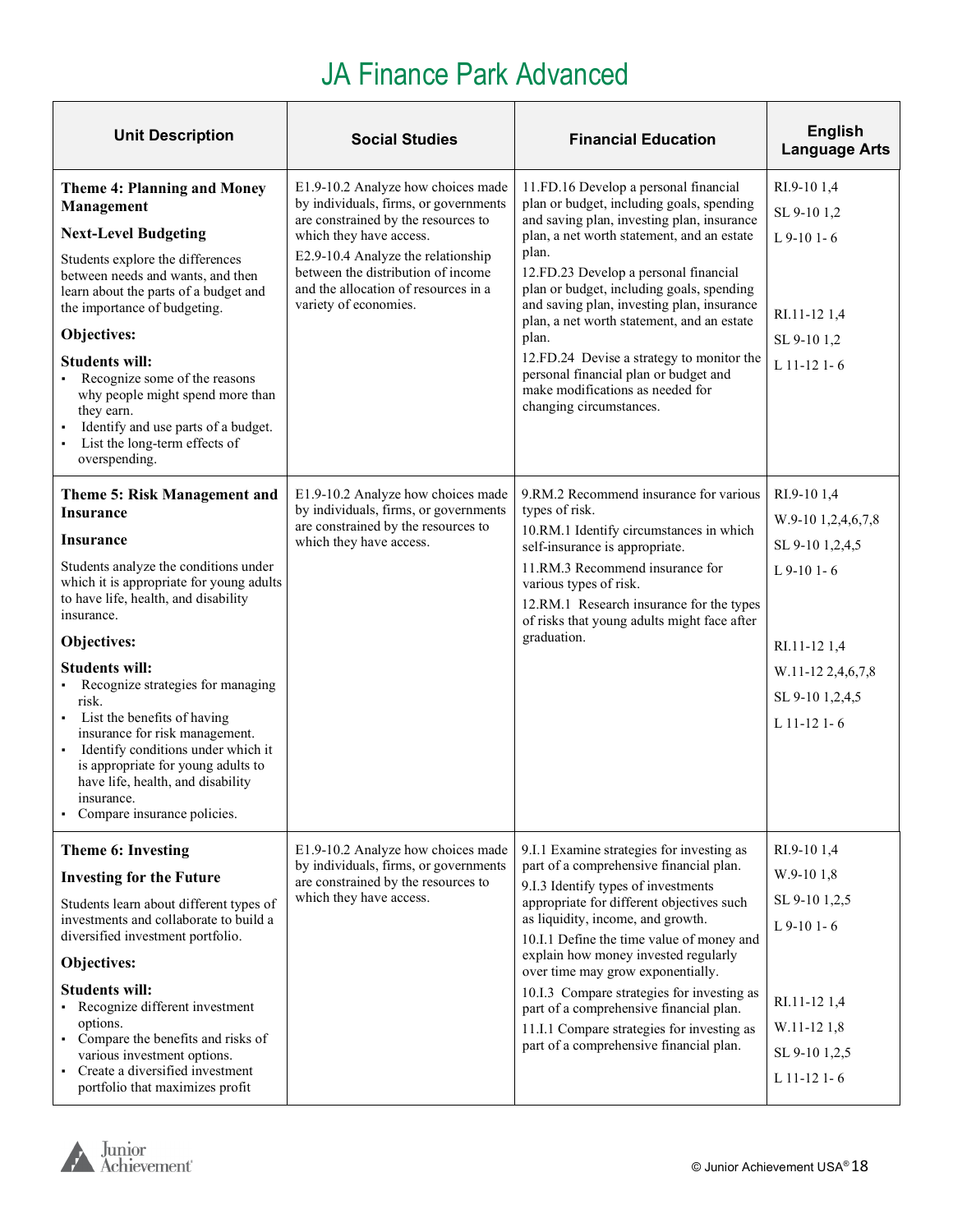# JA Finance Park Advanced

| Unit Description | Social Studies | Financial Education | English Language Arts |
|---|---|---|---|
| **Theme 4: Planning and Money Management**<br><br>**Next-Level Budgeting**<br><br>Students explore the differences between needs and wants, and then learn about the parts of a budget and the importance of budgeting.<br><br>**Objectives:**<br><br>**Students will:**<br>▪ Recognize some of the reasons why people might spend more than they earn.<br>▪ Identify and use parts of a budget.<br>▪ List the long-term effects of overspending. | E1.9-10.2 Analyze how choices made by individuals, firms, or governments are constrained by the resources to which they have access.<br>E2.9-10.4 Analyze the relationship between the distribution of income and the allocation of resources in a variety of economies. | 11.FD.16 Develop a personal financial plan or budget, including goals, spending and saving plan, investing plan, insurance plan, a net worth statement, and an estate plan.<br>12.FD.23 Develop a personal financial plan or budget, including goals, spending and saving plan, investing plan, insurance plan, a net worth statement, and an estate plan.<br>12.FD.24 Devise a strategy to monitor the personal financial plan or budget and make modifications as needed for changing circumstances. | RI.9-10 1,4<br>SL 9-10 1,2<br>L 9-10 1- 6<br><br>RI.11-12 1,4<br>SL 9-10 1,2<br>L 11-12 1- 6 |
| **Theme 5: Risk Management and Insurance**<br><br>**Insurance**<br><br>Students analyze the conditions under which it is appropriate for young adults to have life, health, and disability insurance.<br><br>**Objectives:**<br><br>**Students will:**<br>▪ Recognize strategies for managing risk.<br>▪ List the benefits of having insurance for risk management.<br>▪ Identify conditions under which it is appropriate for young adults to have life, health, and disability insurance.<br>▪ Compare insurance policies. | E1.9-10.2 Analyze how choices made by individuals, firms, or governments are constrained by the resources to which they have access. | 9.RM.2 Recommend insurance for various types of risk.<br>10.RM.1 Identify circumstances in which self-insurance is appropriate.<br>11.RM.3 Recommend insurance for various types of risk.<br>12.RM.1 Research insurance for the types of risks that young adults might face after graduation. | RI.9-10 1,4<br>W.9-10 1,2,4,6,7,8<br>SL 9-10 1,2,4,5<br>L 9-10 1- 6<br><br>RI.11-12 1,4<br>W.11-12 2,4,6,7,8<br>SL 9-10 1,2,4,5<br>L 11-12 1- 6 |
| **Theme 6: Investing**<br><br>**Investing for the Future**<br><br>Students learn about different types of investments and collaborate to build a diversified investment portfolio.<br><br>**Objectives:**<br><br>**Students will:**<br>▪ Recognize different investment options.<br>▪ Compare the benefits and risks of various investment options.<br>▪ Create a diversified investment portfolio that maximizes profit | E1.9-10.2 Analyze how choices made by individuals, firms, or governments are constrained by the resources to which they have access. | 9.I.1 Examine strategies for investing as part of a comprehensive financial plan.<br>9.I.3 Identify types of investments appropriate for different objectives such as liquidity, income, and growth.<br>10.I.1 Define the time value of money and explain how money invested regularly over time may grow exponentially.<br>10.I.3 Compare strategies for investing as part of a comprehensive financial plan.<br>11.I.1 Compare strategies for investing as part of a comprehensive financial plan. | RI.9-10 1,4<br>W.9-10 1,8<br>SL 9-10 1,2,5<br>L 9-10 1- 6<br><br>RI.11-12 1,4<br>W.11-12 1,8<br>SL 9-10 1,2,5<br>L 11-12 1- 6 |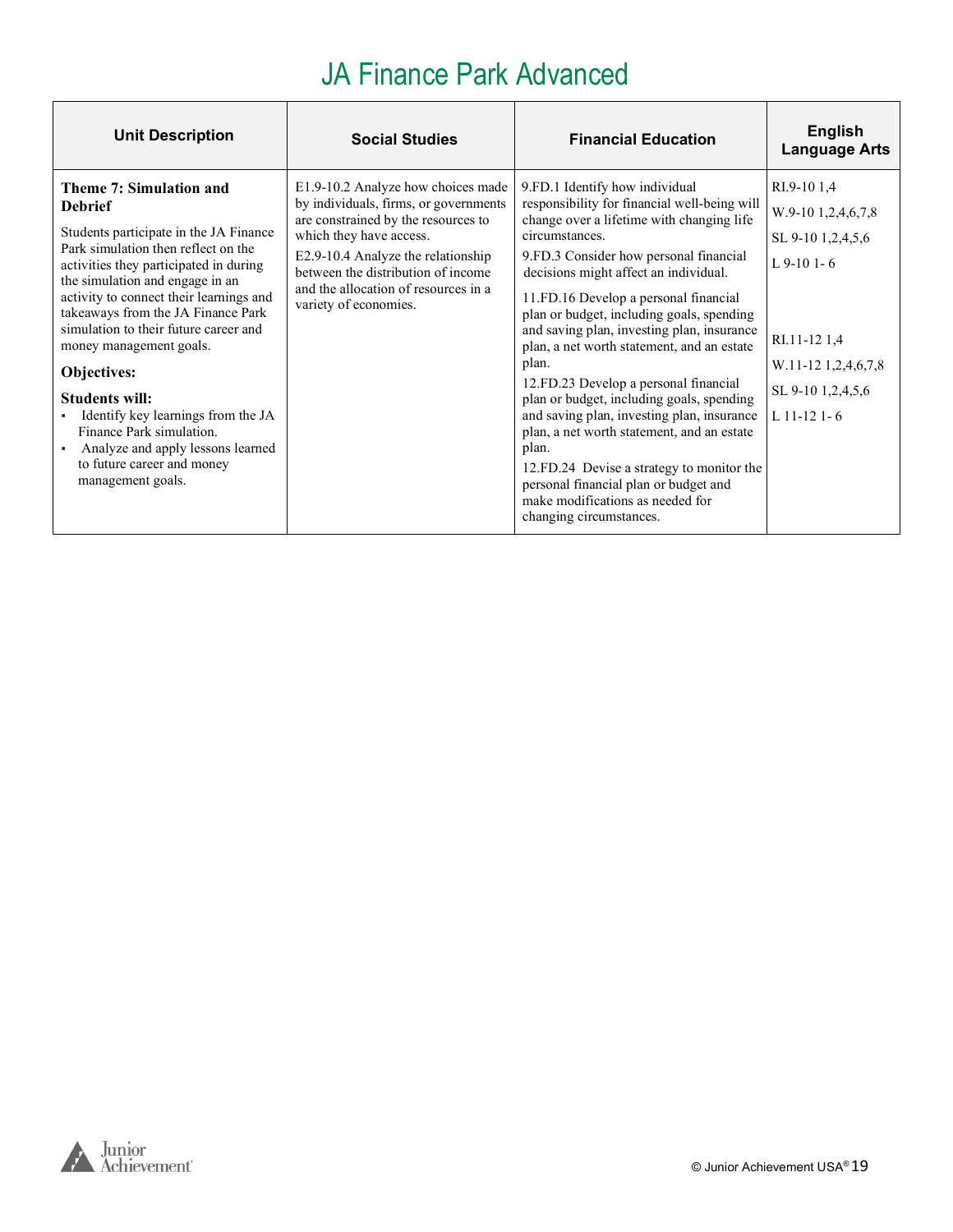# JA Finance Park Advanced

| Unit Description | Social Studies | Financial Education | English Language Arts |
|---|---|---|---|
| **Theme 7: Simulation and Debrief**<br><br>Students participate in the JA Finance Park simulation then reflect on the activities they participated in during the simulation and engage in an activity to connect their learnings and takeaways from the JA Finance Park simulation to their future career and money management goals.<br><br>**Objectives:**<br><br>**Students will:**<br>▪ Identify key learnings from the JA Finance Park simulation.<br>▪ Analyze and apply lessons learned to future career and money management goals. | E1.9-10.2 Analyze how choices made by individuals, firms, or governments are constrained by the resources to which they have access.<br><br>E2.9-10.4 Analyze the relationship between the distribution of income and the allocation of resources in a variety of economies. | 9.FD.1 Identify how individual responsibility for financial well-being will change over a lifetime with changing life circumstances.<br><br>9.FD.3 Consider how personal financial decisions might affect an individual.<br><br>11.FD.16 Develop a personal financial plan or budget, including goals, spending and saving plan, investing plan, insurance plan, a net worth statement, and an estate plan.<br><br>12.FD.23 Develop a personal financial plan or budget, including goals, spending and saving plan, investing plan, insurance plan, a net worth statement, and an estate plan.<br><br>12.FD.24 Devise a strategy to monitor the personal financial plan or budget and make modifications as needed for changing circumstances. | RI.9-10 1,4<br><br>W.9-10 1,2,4,6,7,8<br><br>SL 9-10 1,2,4,5,6<br><br>L 9-10 1- 6<br><br>RI.11-12 1,4<br><br>W.11-12 1,2,4,6,7,8<br><br>SL 9-10 1,2,4,5,6<br><br>L 11-12 1- 6 |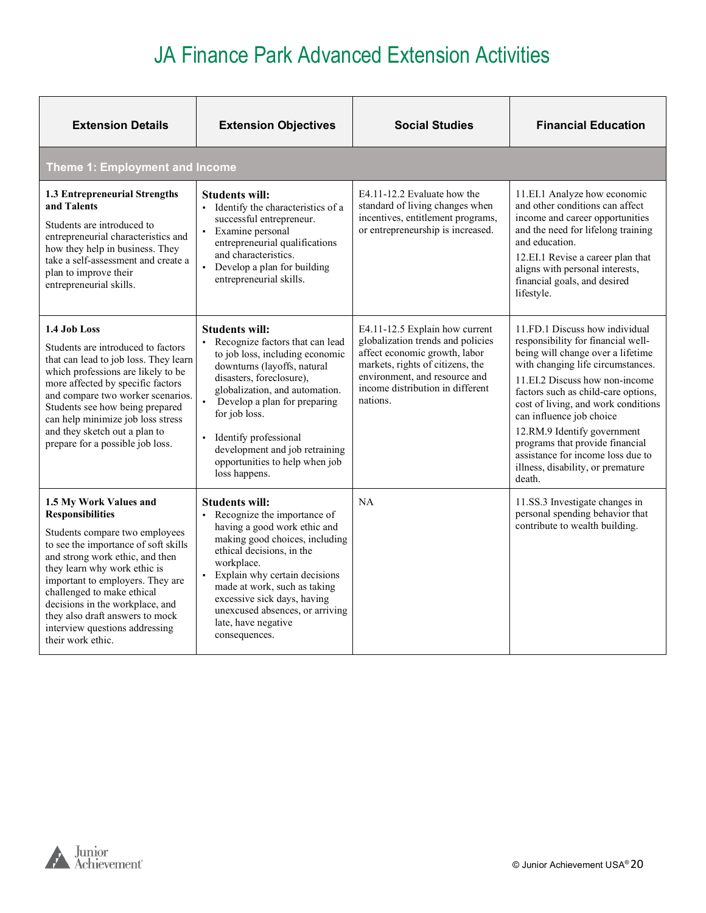# JA Finance Park Advanced Extension Activities

| Extension Details | Extension Objectives | Social Studies | Financial Education |
|---|---|---|---|
| **Theme 1: Employment and Income** | | | |
| **1.3 Entrepreneurial Strengths and Talents**<br><br>Students are introduced to entrepreneurial characteristics and how they help in business. They take a self-assessment and create a plan to improve their entrepreneurial skills. | **Students will:**<br>▪ Identify the characteristics of a successful entrepreneur.<br>▪ Examine personal entrepreneurial qualifications and characteristics.<br>▪ Develop a plan for building entrepreneurial skills. | E4.11-12.2 Evaluate how the standard of living changes when incentives, entitlement programs, or entrepreneurship is increased. | 11.EI.1 Analyze how economic and other conditions can affect income and career opportunities and the need for lifelong training and education.<br>12.EI.1 Revise a career plan that aligns with personal interests, financial goals, and desired lifestyle. |
| **1.4 Job Loss**<br><br>Students are introduced to factors that can lead to job loss. They learn which professions are likely to be more affected by specific factors and compare two worker scenarios. Students see how being prepared can help minimize job loss stress and they sketch out a plan to prepare for a possible job loss. | **Students will:**<br>▪ Recognize factors that can lead to job loss, including economic downturns (layoffs, natural disasters, foreclosure), globalization, and automation.<br>▪ Develop a plan for preparing for job loss.<br>▪ Identify professional development and job retraining opportunities to help when job loss happens. | E4.11-12.5 Explain how current globalization trends and policies affect economic growth, labor markets, rights of citizens, the environment, and resource and income distribution in different nations. | 11.FD.1 Discuss how individual responsibility for financial well-being will change over a lifetime with changing life circumstances.<br>11.EI.2 Discuss how non-income factors such as child-care options, cost of living, and work conditions can influence job choice<br>12.RM.9 Identify government programs that provide financial assistance for income loss due to illness, disability, or premature death. |
| **1.5 My Work Values and Responsibilities**<br><br>Students compare two employees to see the importance of soft skills and strong work ethic, and then they learn why work ethic is important to employers. They are challenged to make ethical decisions in the workplace, and they also draft answers to mock interview questions addressing their work ethic. | **Students will:**<br>▪ Recognize the importance of having a good work ethic and making good choices, including ethical decisions, in the workplace.<br>▪ Explain why certain decisions made at work, such as taking excessive sick days, having unexcused absences, or arriving late, have negative consequences. | NA | 11.SS.3 Investigate changes in personal spending behavior that contribute to wealth building. |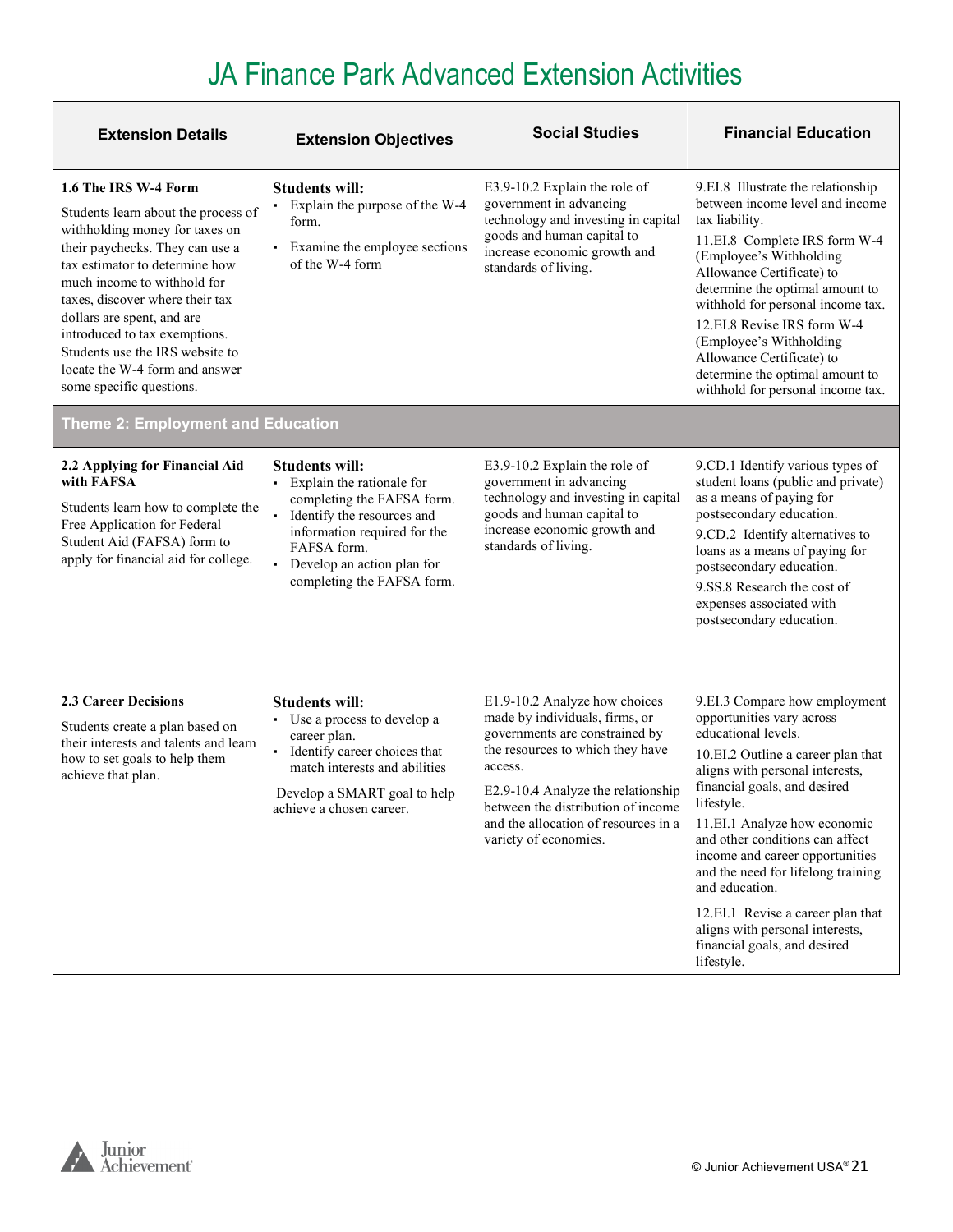# JA Finance Park Advanced Extension Activities

| Extension Details | Extension Objectives | Social Studies | Financial Education |
|---|---|---|---|
| **1.6 The IRS W-4 Form**<br>Students learn about the process of withholding money for taxes on their paychecks. They can use a tax estimator to determine how much income to withhold for taxes, discover where their tax dollars are spent, and are introduced to tax exemptions. Students use the IRS website to locate the W-4 form and answer some specific questions. | **Students will:**<br>▪ Explain the purpose of the W-4 form.<br>▪ Examine the employee sections of the W-4 form | E3.9-10.2 Explain the role of government in advancing technology and investing in capital goods and human capital to increase economic growth and standards of living. | 9.EI.8 Illustrate the relationship between income level and income tax liability.<br>11.EI.8 Complete IRS form W-4 (Employee's Withholding Allowance Certificate) to determine the optimal amount to withhold for personal income tax.<br>12.EI.8 Revise IRS form W-4 (Employee's Withholding Allowance Certificate) to determine the optimal amount to withhold for personal income tax. |
| **Theme 2: Employment and Education** | | | |
| **2.2 Applying for Financial Aid with FAFSA**<br>Students learn how to complete the Free Application for Federal Student Aid (FAFSA) form to apply for financial aid for college. | **Students will:**<br>▪ Explain the rationale for completing the FAFSA form.<br>▪ Identify the resources and information required for the FAFSA form.<br>▪ Develop an action plan for completing the FAFSA form. | E3.9-10.2 Explain the role of government in advancing technology and investing in capital goods and human capital to increase economic growth and standards of living. | 9.CD.1 Identify various types of student loans (public and private) as a means of paying for postsecondary education.<br>9.CD.2 Identify alternatives to loans as a means of paying for postsecondary education.<br>9.SS.8 Research the cost of expenses associated with postsecondary education. |
| **2.3 Career Decisions**<br>Students create a plan based on their interests and talents and learn how to set goals to help them achieve that plan. | **Students will:**<br>▪ Use a process to develop a career plan.<br>▪ Identify career choices that match interests and abilities<br>Develop a SMART goal to help achieve a chosen career. | E1.9-10.2 Analyze how choices made by individuals, firms, or governments are constrained by the resources to which they have access.<br>E2.9-10.4 Analyze the relationship between the distribution of income and the allocation of resources in a variety of economies. | 9.EI.3 Compare how employment opportunities vary across educational levels.<br>10.EI.2 Outline a career plan that aligns with personal interests, financial goals, and desired lifestyle.<br>11.EI.1 Analyze how economic and other conditions can affect income and career opportunities and the need for lifelong training and education.<br>12.EI.1 Revise a career plan that aligns with personal interests, financial goals, and desired lifestyle. |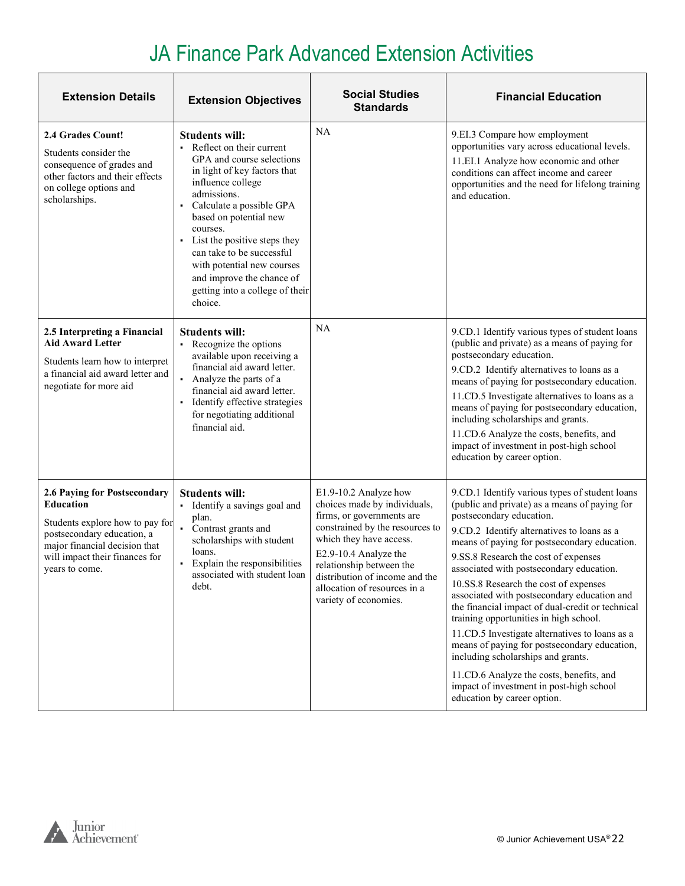# JA Finance Park Advanced Extension Activities

| Extension Details | Extension Objectives | Social Studies Standards | Financial Education |
|---|---|---|---|
| **2.4 Grades Count!**<br>Students consider the consequence of grades and other factors and their effects on college options and scholarships. | **Students will:**<br>▪ Reflect on their current GPA and course selections in light of key factors that influence college admissions.<br>▪ Calculate a possible GPA based on potential new courses.<br>▪ List the positive steps they can take to be successful with potential new courses and improve the chance of getting into a college of their choice. | NA | 9.EI.3 Compare how employment opportunities vary across educational levels.<br>11.EI.1 Analyze how economic and other conditions can affect income and career opportunities and the need for lifelong training and education. |
| **2.5 Interpreting a Financial Aid Award Letter**<br>Students learn how to interpret a financial aid award letter and negotiate for more aid | **Students will:**<br>▪ Recognize the options available upon receiving a financial aid award letter.<br>▪ Analyze the parts of a financial aid award letter.<br>▪ Identify effective strategies for negotiating additional financial aid. | NA | 9.CD.1 Identify various types of student loans (public and private) as a means of paying for postsecondary education.<br>9.CD.2 Identify alternatives to loans as a means of paying for postsecondary education.<br>11.CD.5 Investigate alternatives to loans as a means of paying for postsecondary education, including scholarships and grants.<br>11.CD.6 Analyze the costs, benefits, and impact of investment in post-high school education by career option. |
| **2.6 Paying for Postsecondary Education**<br>Students explore how to pay for postsecondary education, a major financial decision that will impact their finances for years to come. | **Students will:**<br>▪ Identify a savings goal and plan.<br>▪ Contrast grants and scholarships with student loans.<br>▪ Explain the responsibilities associated with student loan debt. | E1.9-10.2 Analyze how choices made by individuals, firms, or governments are constrained by the resources to which they have access.<br>E2.9-10.4 Analyze the relationship between the distribution of income and the allocation of resources in a variety of economies. | 9.CD.1 Identify various types of student loans (public and private) as a means of paying for postsecondary education.<br>9.CD.2 Identify alternatives to loans as a means of paying for postsecondary education.<br>9.SS.8 Research the cost of expenses associated with postsecondary education.<br>10.SS.8 Research the cost of expenses associated with postsecondary education and the financial impact of dual-credit or technical training opportunities in high school.<br>11.CD.5 Investigate alternatives to loans as a means of paying for postsecondary education, including scholarships and grants.<br>11.CD.6 Analyze the costs, benefits, and impact of investment in post-high school education by career option. |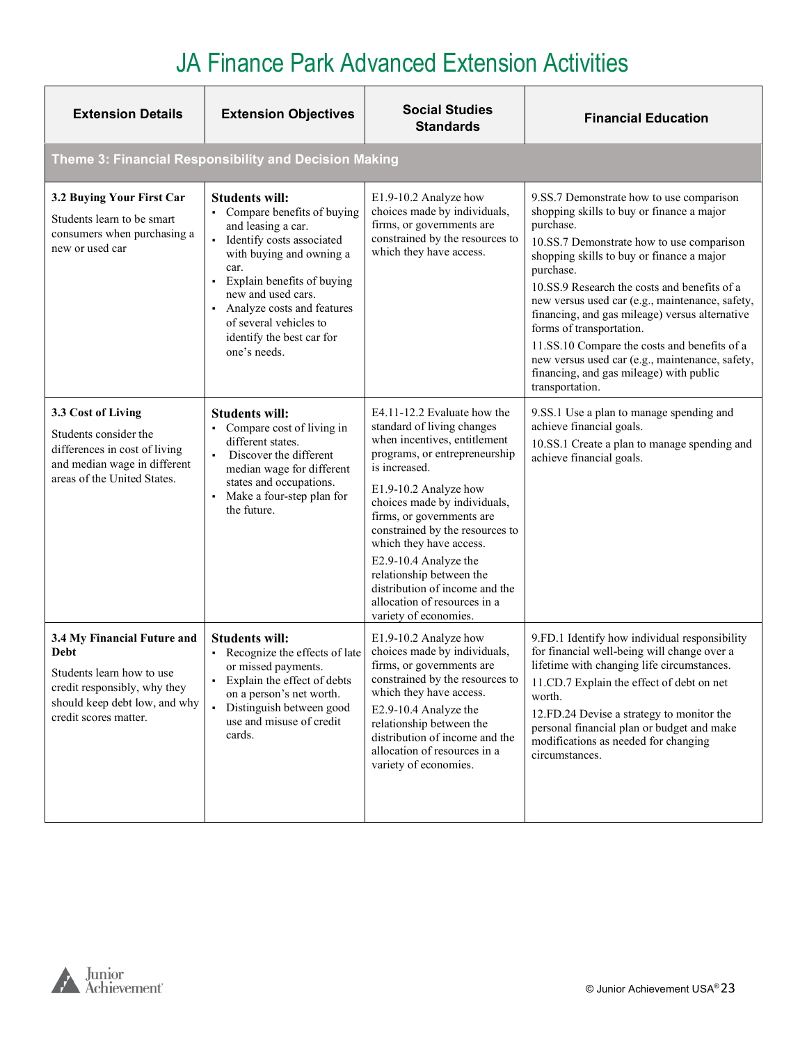# JA Finance Park Advanced Extension Activities

| Extension Details | Extension Objectives | Social Studies Standards | Financial Education |
|---|---|---|---|
| **Theme 3: Financial Responsibility and Decision Making** | | | |
| **3.2 Buying Your First Car**<br>Students learn to be smart consumers when purchasing a new or used car | **Students will:**<br>▪ Compare benefits of buying and leasing a car.<br>▪ Identify costs associated with buying and owning a car.<br>▪ Explain benefits of buying new and used cars.<br>▪ Analyze costs and features of several vehicles to identify the best car for one's needs. | E1.9-10.2 Analyze how choices made by individuals, firms, or governments are constrained by the resources to which they have access. | 9.SS.7 Demonstrate how to use comparison shopping skills to buy or finance a major purchase.<br>10.SS.7 Demonstrate how to use comparison shopping skills to buy or finance a major purchase.<br>10.SS.9 Research the costs and benefits of a new versus used car (e.g., maintenance, safety, financing, and gas mileage) versus alternative forms of transportation.<br>11.SS.10 Compare the costs and benefits of a new versus used car (e.g., maintenance, safety, financing, and gas mileage) with public transportation. |
| **3.3 Cost of Living**<br>Students consider the differences in cost of living and median wage in different areas of the United States. | **Students will:**<br>▪ Compare cost of living in different states.<br>▪ Discover the different median wage for different states and occupations.<br>▪ Make a four-step plan for the future. | E4.11-12.2 Evaluate how the standard of living changes when incentives, entitlement programs, or entrepreneurship is increased.<br>E1.9-10.2 Analyze how choices made by individuals, firms, or governments are constrained by the resources to which they have access.<br>E2.9-10.4 Analyze the relationship between the distribution of income and the allocation of resources in a variety of economies. | 9.SS.1 Use a plan to manage spending and achieve financial goals.<br>10.SS.1 Create a plan to manage spending and achieve financial goals. |
| **3.4 My Financial Future and Debt**<br>Students learn how to use credit responsibly, why they should keep debt low, and why credit scores matter. | **Students will:**<br>▪ Recognize the effects of late or missed payments.<br>▪ Explain the effect of debts on a person's net worth.<br>▪ Distinguish between good use and misuse of credit cards. | E1.9-10.2 Analyze how choices made by individuals, firms, or governments are constrained by the resources to which they have access.<br>E2.9-10.4 Analyze the relationship between the distribution of income and the allocation of resources in a variety of economies. | 9.FD.1 Identify how individual responsibility for financial well-being will change over a lifetime with changing life circumstances.<br>11.CD.7 Explain the effect of debt on net worth.<br>12.FD.24 Devise a strategy to monitor the personal financial plan or budget and make modifications as needed for changing circumstances. |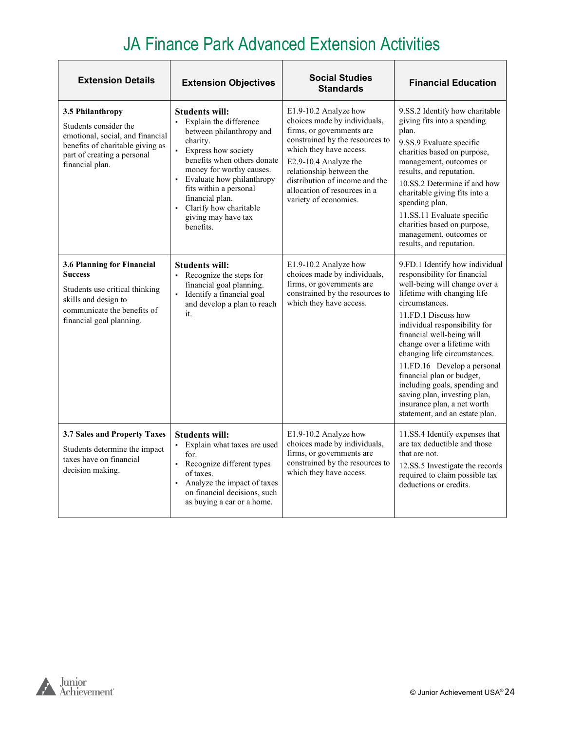# JA Finance Park Advanced Extension Activities

| Extension Details | Extension Objectives | Social Studies Standards | Financial Education |
|---|---|---|---|
| **3.5 Philanthropy**<br>Students consider the emotional, social, and financial benefits of charitable giving as part of creating a personal financial plan. | **Students will:**<br>▪ Explain the difference between philanthropy and charity.<br>▪ Express how society benefits when others donate money for worthy causes.<br>▪ Evaluate how philanthropy fits within a personal financial plan.<br>▪ Clarify how charitable giving may have tax benefits. | E1.9-10.2 Analyze how choices made by individuals, firms, or governments are constrained by the resources to which they have access.<br>E2.9-10.4 Analyze the relationship between the distribution of income and the allocation of resources in a variety of economies. | 9.SS.2 Identify how charitable giving fits into a spending plan.<br>9.SS.9 Evaluate specific charities based on purpose, management, outcomes or results, and reputation.<br>10.SS.2 Determine if and how charitable giving fits into a spending plan.<br>11.SS.11 Evaluate specific charities based on purpose, management, outcomes or results, and reputation. |
| **3.6 Planning for Financial Success**<br>Students use critical thinking skills and design to communicate the benefits of financial goal planning. | **Students will:**<br>▪ Recognize the steps for financial goal planning.<br>▪ Identify a financial goal and develop a plan to reach it. | E1.9-10.2 Analyze how choices made by individuals, firms, or governments are constrained by the resources to which they have access. | 9.FD.1 Identify how individual responsibility for financial well-being will change over a lifetime with changing life circumstances.<br>11.FD.1 Discuss how individual responsibility for financial well-being will change over a lifetime with changing life circumstances.<br>11.FD.16 Develop a personal financial plan or budget, including goals, spending and saving plan, investing plan, insurance plan, a net worth statement, and an estate plan. |
| **3.7 Sales and Property Taxes**<br>Students determine the impact taxes have on financial decision making. | **Students will:**<br>▪ Explain what taxes are used for.<br>▪ Recognize different types of taxes.<br>▪ Analyze the impact of taxes on financial decisions, such as buying a car or a home. | E1.9-10.2 Analyze how choices made by individuals, firms, or governments are constrained by the resources to which they have access. | 11.SS.4 Identify expenses that are tax deductible and those that are not.<br>12.SS.5 Investigate the records required to claim possible tax deductions or credits. |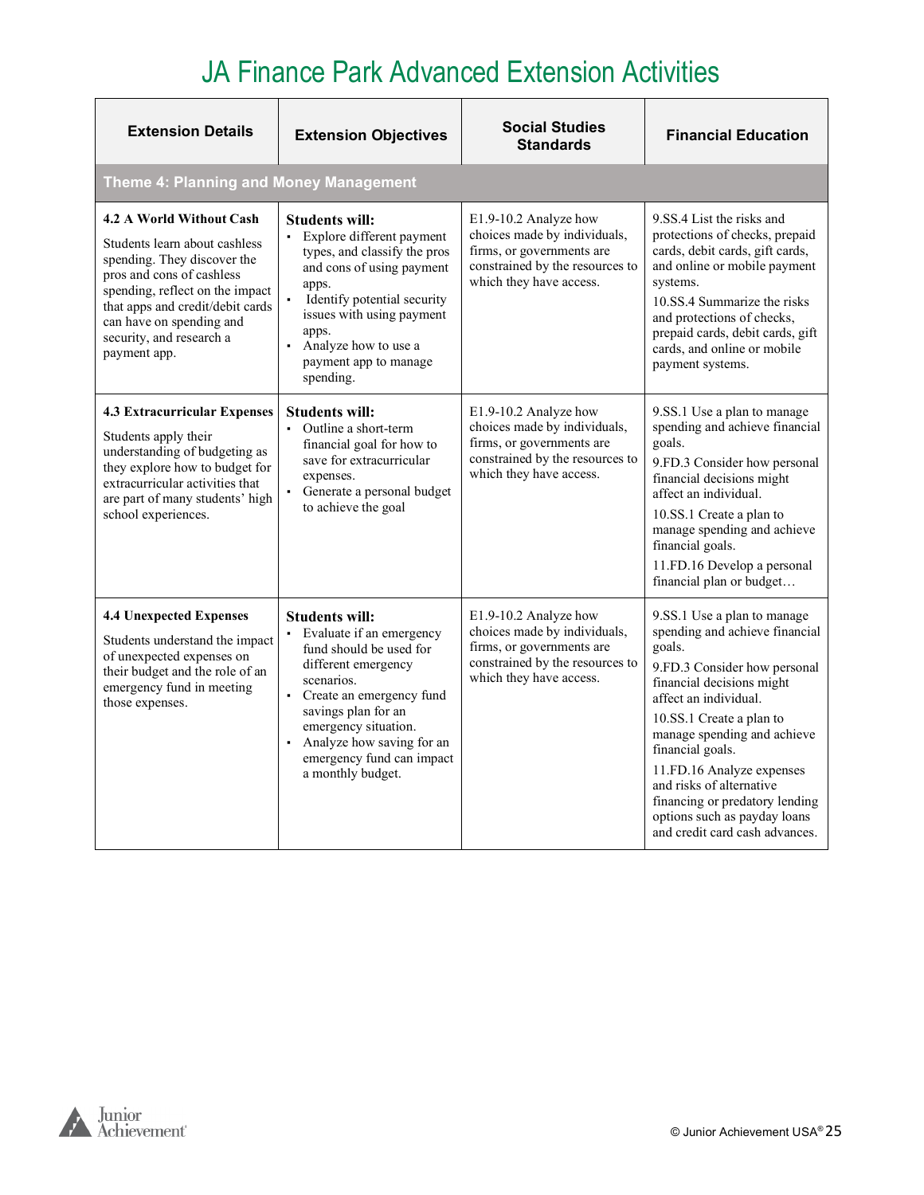# JA Finance Park Advanced Extension Activities

| Extension Details | Extension Objectives | Social Studies Standards | Financial Education |
|---|---|---|---|
| **Theme 4: Planning and Money Management** | | | |
| **4.2 A World Without Cash**<br><br>Students learn about cashless spending. They discover the pros and cons of cashless spending, reflect on the impact that apps and credit/debit cards can have on spending and security, and research a payment app. | **Students will:**<br>▪ Explore different payment types, and classify the pros and cons of using payment apps.<br>▪ Identify potential security issues with using payment apps.<br>▪ Analyze how to use a payment app to manage spending. | E1.9-10.2 Analyze how choices made by individuals, firms, or governments are constrained by the resources to which they have access. | 9.SS.4 List the risks and protections of checks, prepaid cards, debit cards, gift cards, and online or mobile payment systems.<br><br>10.SS.4 Summarize the risks and protections of checks, prepaid cards, debit cards, gift cards, and online or mobile payment systems. |
| **4.3 Extracurricular Expenses**<br><br>Students apply their understanding of budgeting as they explore how to budget for extracurricular activities that are part of many students' high school experiences. | **Students will:**<br>▪ Outline a short-term financial goal for how to save for extracurricular expenses.<br>▪ Generate a personal budget to achieve the goal | E1.9-10.2 Analyze how choices made by individuals, firms, or governments are constrained by the resources to which they have access. | 9.SS.1 Use a plan to manage spending and achieve financial goals.<br><br>9.FD.3 Consider how personal financial decisions might affect an individual.<br><br>10.SS.1 Create a plan to manage spending and achieve financial goals.<br><br>11.FD.16 Develop a personal financial plan or budget… |
| **4.4 Unexpected Expenses**<br><br>Students understand the impact of unexpected expenses on their budget and the role of an emergency fund in meeting those expenses. | **Students will:**<br>▪ Evaluate if an emergency fund should be used for different emergency scenarios.<br>▪ Create an emergency fund savings plan for an emergency situation.<br>▪ Analyze how saving for an emergency fund can impact a monthly budget. | E1.9-10.2 Analyze how choices made by individuals, firms, or governments are constrained by the resources to which they have access. | 9.SS.1 Use a plan to manage spending and achieve financial goals.<br><br>9.FD.3 Consider how personal financial decisions might affect an individual.<br><br>10.SS.1 Create a plan to manage spending and achieve financial goals.<br><br>11.FD.16 Analyze expenses and risks of alternative financing or predatory lending options such as payday loans and credit card cash advances. |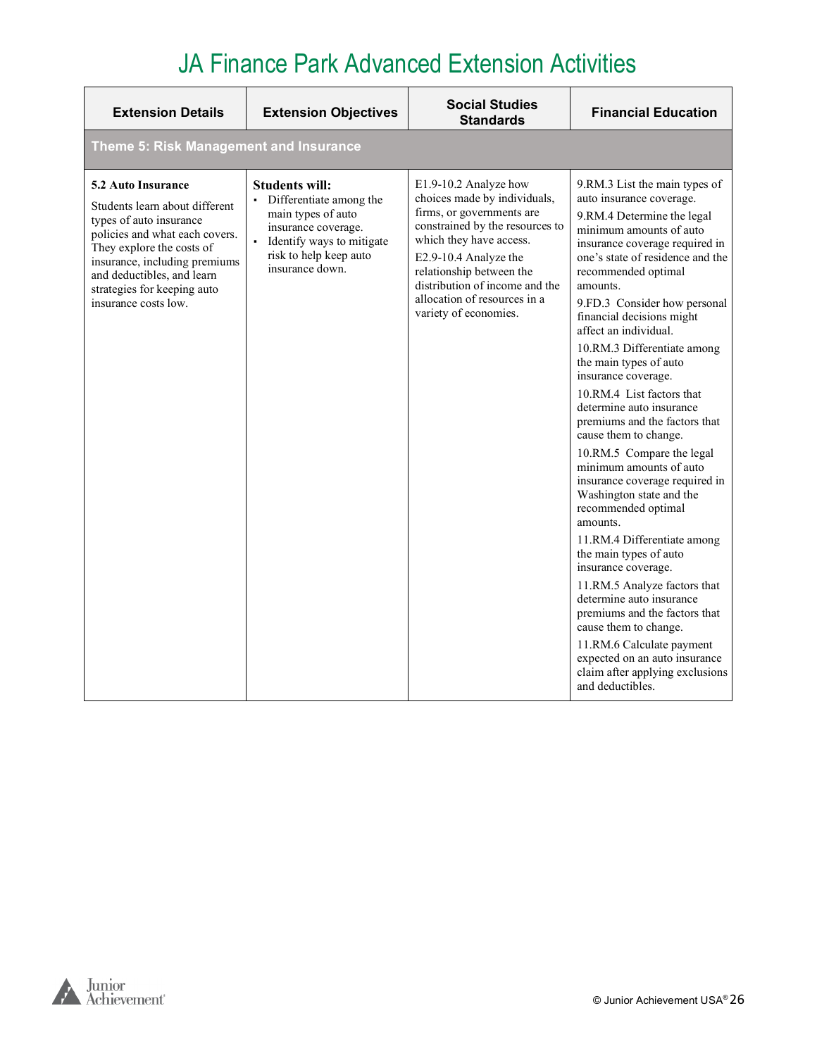# JA Finance Park Advanced Extension Activities

| Extension Details | Extension Objectives | Social Studies Standards | Financial Education |
|---|---|---|---|
| **Theme 5: Risk Management and Insurance** | | | |
| **5.2 Auto Insurance**<br>Students learn about different types of auto insurance policies and what each covers. They explore the costs of insurance, including premiums and deductibles, and learn strategies for keeping auto insurance costs low. | **Students will:**<br>▪ Differentiate among the main types of auto insurance coverage.<br>▪ Identify ways to mitigate risk to help keep auto insurance down. | E1.9-10.2 Analyze how choices made by individuals, firms, or governments are constrained by the resources to which they have access.<br>E2.9-10.4 Analyze the relationship between the distribution of income and the allocation of resources in a variety of economies. | 9.RM.3 List the main types of auto insurance coverage.<br>9.RM.4 Determine the legal minimum amounts of auto insurance coverage required in one's state of residence and the recommended optimal amounts.<br>9.FD.3 Consider how personal financial decisions might affect an individual.<br>10.RM.3 Differentiate among the main types of auto insurance coverage.<br>10.RM.4 List factors that determine auto insurance premiums and the factors that cause them to change.<br>10.RM.5 Compare the legal minimum amounts of auto insurance coverage required in Washington state and the recommended optimal amounts.<br>11.RM.4 Differentiate among the main types of auto insurance coverage.<br>11.RM.5 Analyze factors that determine auto insurance premiums and the factors that cause them to change.<br>11.RM.6 Calculate payment expected on an auto insurance claim after applying exclusions and deductibles. |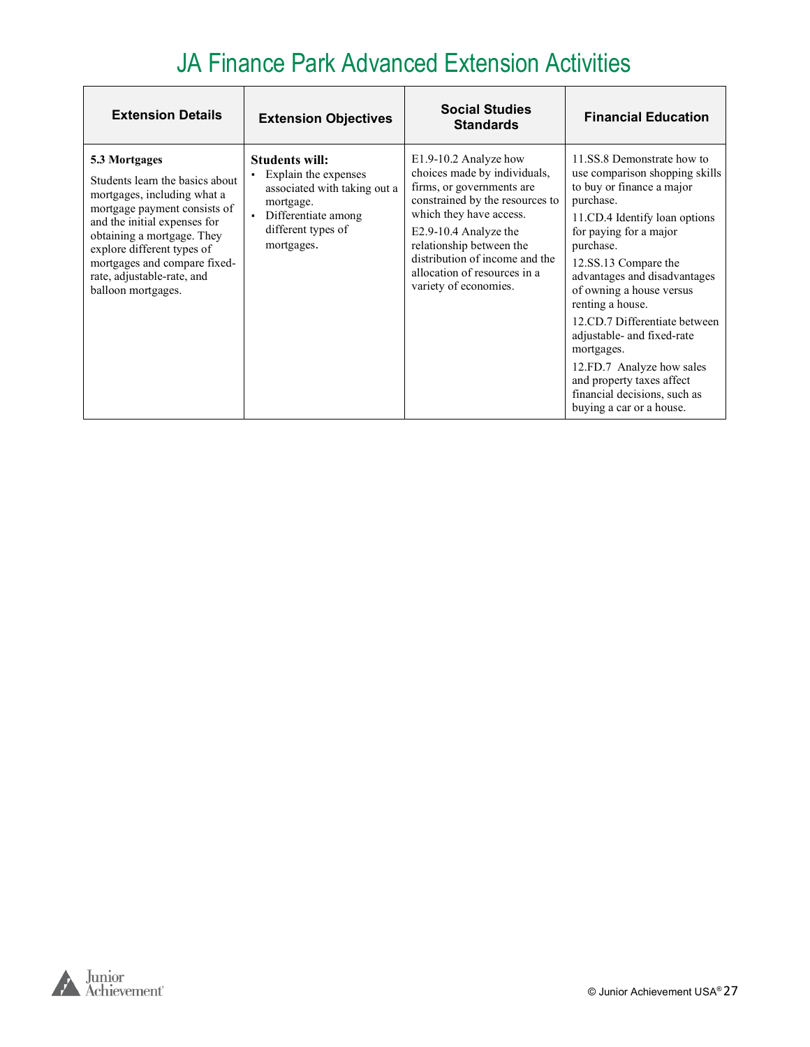# JA Finance Park Advanced Extension Activities

| Extension Details | Extension Objectives | Social Studies Standards | Financial Education |
|---|---|---|---|
| **5.3 Mortgages**<br>Students learn the basics about mortgages, including what a mortgage payment consists of and the initial expenses for obtaining a mortgage. They explore different types of mortgages and compare fixed-rate, adjustable-rate, and balloon mortgages. | **Students will:**<br>▪ Explain the expenses associated with taking out a mortgage.<br>▪ Differentiate among different types of mortgages. | E1.9-10.2 Analyze how choices made by individuals, firms, or governments are constrained by the resources to which they have access.<br>E2.9-10.4 Analyze the relationship between the distribution of income and the allocation of resources in a variety of economies. | 11.SS.8 Demonstrate how to use comparison shopping skills to buy or finance a major purchase.<br>11.CD.4 Identify loan options for paying for a major purchase.<br>12.SS.13 Compare the advantages and disadvantages of owning a house versus renting a house.<br>12.CD.7 Differentiate between adjustable- and fixed-rate mortgages.<br>12.FD.7 Analyze how sales and property taxes affect financial decisions, such as buying a car or a house. |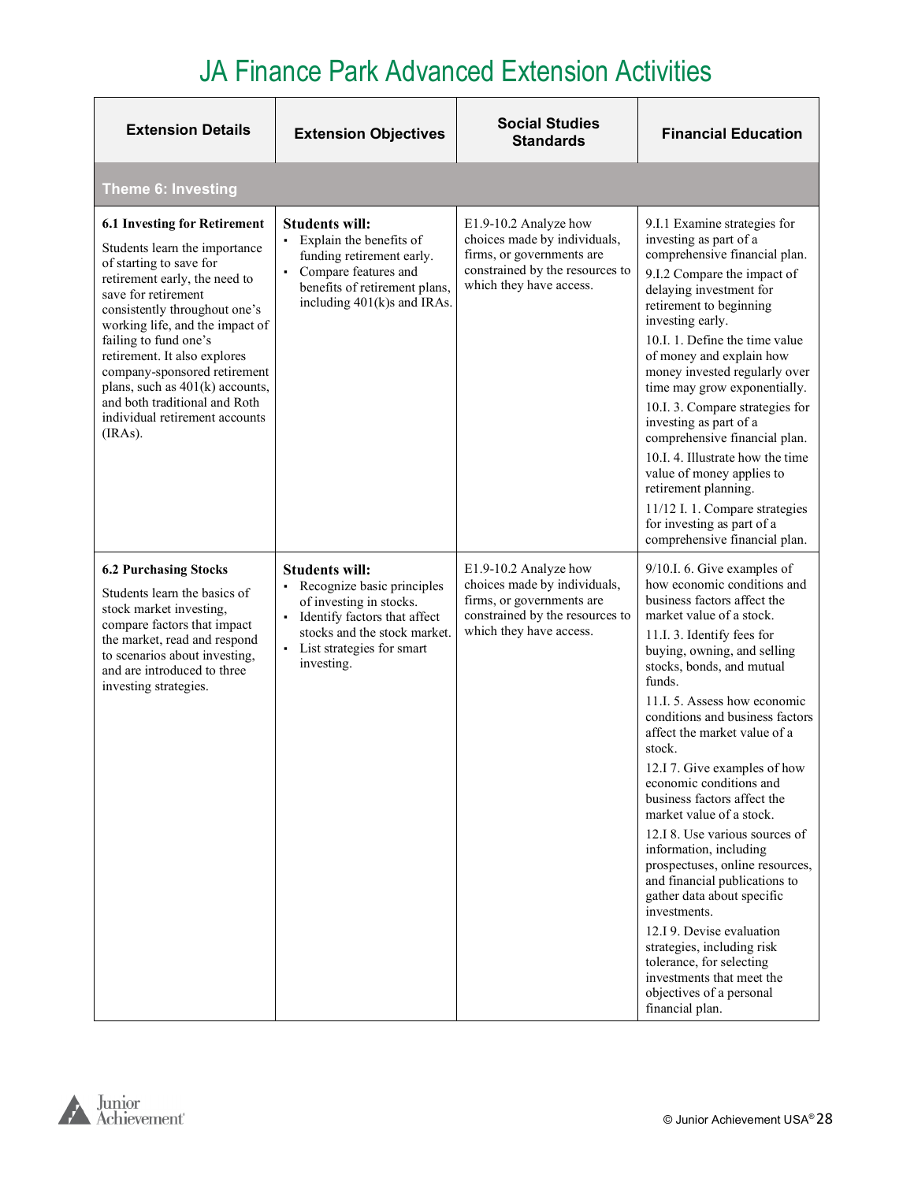# JA Finance Park Advanced Extension Activities

| Extension Details | Extension Objectives | Social Studies Standards | Financial Education |
| --- | --- | --- | --- |
| **Theme 6: Investing** | | | |
| **6.1 Investing for Retirement**<br><br>Students learn the importance of starting to save for retirement early, the need to save for retirement consistently throughout one's working life, and the impact of failing to fund one's retirement. It also explores company-sponsored retirement plans, such as 401(k) accounts, and both traditional and Roth individual retirement accounts (IRAs). | **Students will:**<br>▪ Explain the benefits of funding retirement early.<br>▪ Compare features and benefits of retirement plans, including 401(k)s and IRAs. | E1.9-10.2 Analyze how choices made by individuals, firms, or governments are constrained by the resources to which they have access. | 9.I.1 Examine strategies for investing as part of a comprehensive financial plan.<br>9.I.2 Compare the impact of delaying investment for retirement to beginning investing early.<br>10.I. 1. Define the time value of money and explain how money invested regularly over time may grow exponentially.<br>10.I. 3. Compare strategies for investing as part of a comprehensive financial plan.<br>10.I. 4. Illustrate how the time value of money applies to retirement planning.<br>11/12 I. 1. Compare strategies for investing as part of a comprehensive financial plan. |
| **6.2 Purchasing Stocks**<br><br>Students learn the basics of stock market investing, compare factors that impact the market, read and respond to scenarios about investing, and are introduced to three investing strategies. | **Students will:**<br>▪ Recognize basic principles of investing in stocks.<br>▪ Identify factors that affect stocks and the stock market.<br>▪ List strategies for smart investing. | E1.9-10.2 Analyze how choices made by individuals, firms, or governments are constrained by the resources to which they have access. | 9/10.I. 6. Give examples of how economic conditions and business factors affect the market value of a stock.<br>11.I. 3. Identify fees for buying, owning, and selling stocks, bonds, and mutual funds.<br>11.I. 5. Assess how economic conditions and business factors affect the market value of a stock.<br>12.I 7. Give examples of how economic conditions and business factors affect the market value of a stock.<br>12.I 8. Use various sources of information, including prospectuses, online resources, and financial publications to gather data about specific investments.<br>12.I 9. Devise evaluation strategies, including risk tolerance, for selecting investments that meet the objectives of a personal financial plan. |